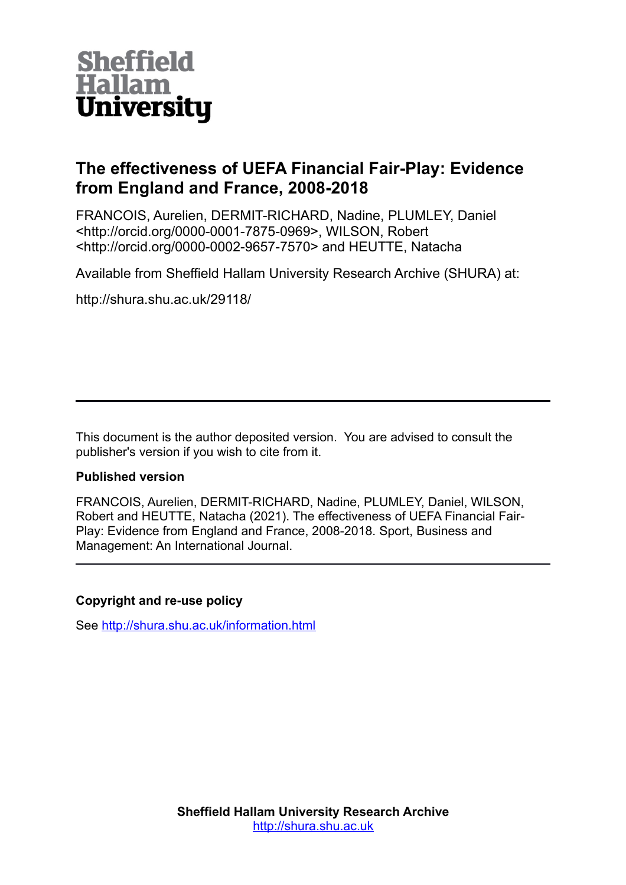Sheffield Hallam University

# The effectiveness of UEFA Financial Fair-Play: Evidence from England and France, 2008-2018

FRANCOIS, Aurelien, DERMIT-RICHARD, Nadine, PLUMLEY, Daniel <http://orcid.org/0000-0001-7875-0969>, WILSON, Robert <http://orcid.org/0000-0002-9657-7570> and HEUTTE, Natacha

Available from Sheffield Hallam University Research Archive (SHURA) at:

http://shura.shu.ac.uk/29118/

---

This document is the author deposited version. You are advised to consult the publisher's version if you wish to cite from it.

**Published version**

FRANCOIS, Aurelien, DERMIT-RICHARD, Nadine, PLUMLEY, Daniel, WILSON, Robert and HEUTTE, Natacha (2021). The effectiveness of UEFA Financial Fair-Play: Evidence from England and France, 2008-2018. Sport, Business and Management: An International Journal.

---

**Copyright and re-use policy**

See http://shura.shu.ac.uk/information.html

**Sheffield Hallam University Research Archive**
http://shura.shu.ac.uk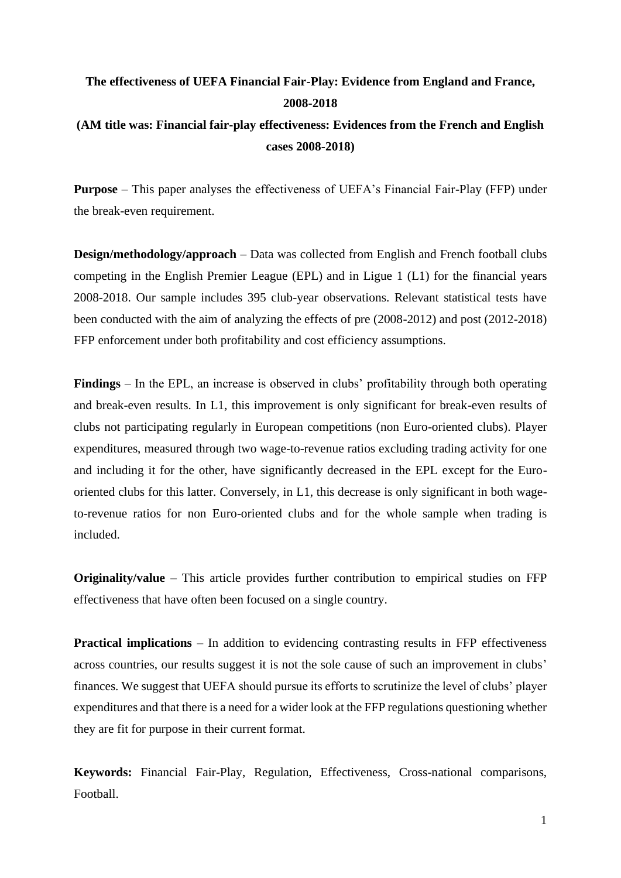**The effectiveness of UEFA Financial Fair-Play: Evidence from England and France, 2008-2018**

**(AM title was: Financial fair-play effectiveness: Evidences from the French and English cases 2008-2018)**

**Purpose** – This paper analyses the effectiveness of UEFA's Financial Fair-Play (FFP) under the break-even requirement.

**Design/methodology/approach** – Data was collected from English and French football clubs competing in the English Premier League (EPL) and in Ligue 1 (L1) for the financial years 2008-2018. Our sample includes 395 club-year observations. Relevant statistical tests have been conducted with the aim of analyzing the effects of pre (2008-2012) and post (2012-2018) FFP enforcement under both profitability and cost efficiency assumptions.

**Findings** – In the EPL, an increase is observed in clubs' profitability through both operating and break-even results. In L1, this improvement is only significant for break-even results of clubs not participating regularly in European competitions (non Euro-oriented clubs). Player expenditures, measured through two wage-to-revenue ratios excluding trading activity for one and including it for the other, have significantly decreased in the EPL except for the Euro-oriented clubs for this latter. Conversely, in L1, this decrease is only significant in both wage-to-revenue ratios for non Euro-oriented clubs and for the whole sample when trading is included.

**Originality/value** – This article provides further contribution to empirical studies on FFP effectiveness that have often been focused on a single country.

**Practical implications** – In addition to evidencing contrasting results in FFP effectiveness across countries, our results suggest it is not the sole cause of such an improvement in clubs' finances. We suggest that UEFA should pursue its efforts to scrutinize the level of clubs' player expenditures and that there is a need for a wider look at the FFP regulations questioning whether they are fit for purpose in their current format.

**Keywords:** Financial Fair-Play, Regulation, Effectiveness, Cross-national comparisons, Football.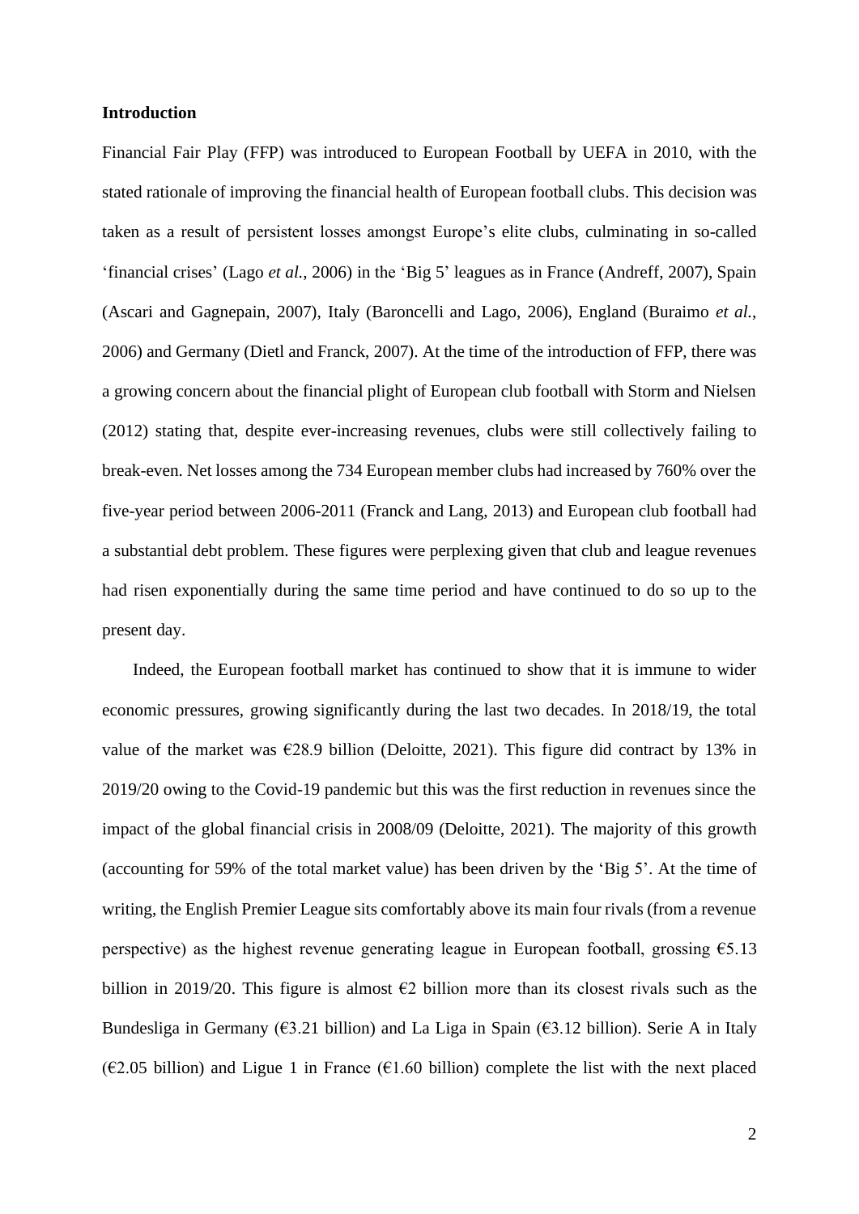**Introduction**

Financial Fair Play (FFP) was introduced to European Football by UEFA in 2010, with the stated rationale of improving the financial health of European football clubs. This decision was taken as a result of persistent losses amongst Europe's elite clubs, culminating in so-called 'financial crises' (Lago *et al.*, 2006) in the 'Big 5' leagues as in France (Andreff, 2007), Spain (Ascari and Gagnepain, 2007), Italy (Baroncelli and Lago, 2006), England (Buraimo *et al.*, 2006) and Germany (Dietl and Franck, 2007). At the time of the introduction of FFP, there was a growing concern about the financial plight of European club football with Storm and Nielsen (2012) stating that, despite ever-increasing revenues, clubs were still collectively failing to break-even. Net losses among the 734 European member clubs had increased by 760% over the five-year period between 2006-2011 (Franck and Lang, 2013) and European club football had a substantial debt problem. These figures were perplexing given that club and league revenues had risen exponentially during the same time period and have continued to do so up to the present day.

Indeed, the European football market has continued to show that it is immune to wider economic pressures, growing significantly during the last two decades. In 2018/19, the total value of the market was €28.9 billion (Deloitte, 2021). This figure did contract by 13% in 2019/20 owing to the Covid-19 pandemic but this was the first reduction in revenues since the impact of the global financial crisis in 2008/09 (Deloitte, 2021). The majority of this growth (accounting for 59% of the total market value) has been driven by the 'Big 5'. At the time of writing, the English Premier League sits comfortably above its main four rivals (from a revenue perspective) as the highest revenue generating league in European football, grossing €5.13 billion in 2019/20. This figure is almost €2 billion more than its closest rivals such as the Bundesliga in Germany (€3.21 billion) and La Liga in Spain (€3.12 billion). Serie A in Italy (€2.05 billion) and Ligue 1 in France (€1.60 billion) complete the list with the next placed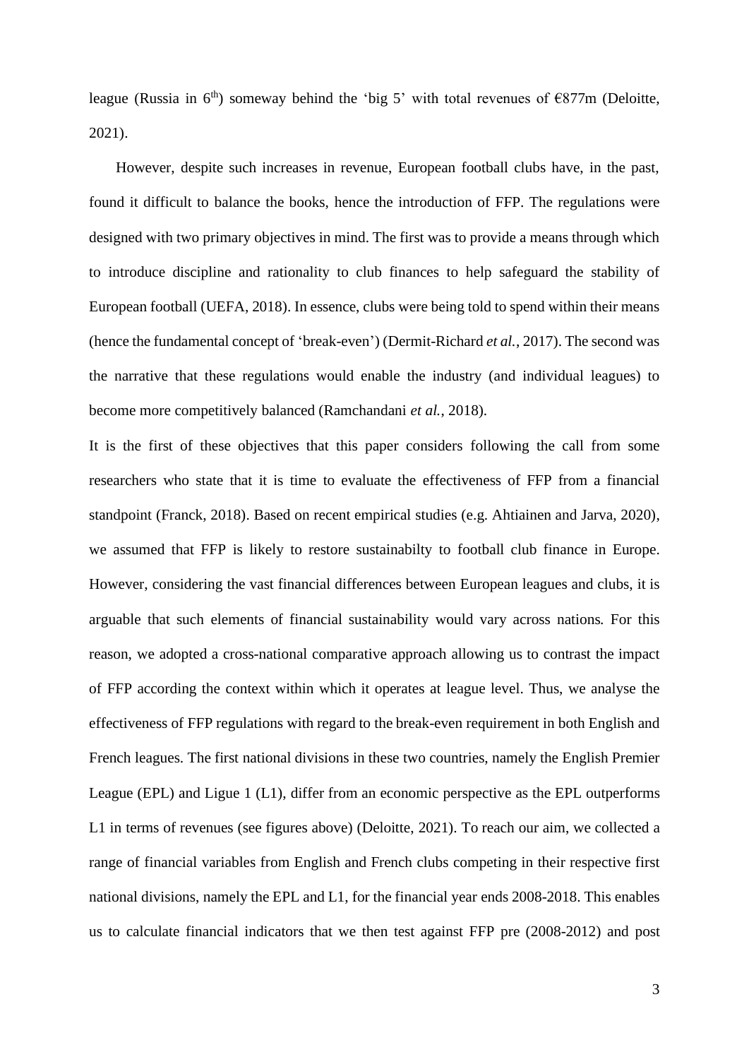league (Russia in 6th) someway behind the 'big 5' with total revenues of €877m (Deloitte, 2021).

However, despite such increases in revenue, European football clubs have, in the past, found it difficult to balance the books, hence the introduction of FFP. The regulations were designed with two primary objectives in mind. The first was to provide a means through which to introduce discipline and rationality to club finances to help safeguard the stability of European football (UEFA, 2018). In essence, clubs were being told to spend within their means (hence the fundamental concept of 'break-even') (Dermit-Richard *et al.*, 2017). The second was the narrative that these regulations would enable the industry (and individual leagues) to become more competitively balanced (Ramchandani *et al.*, 2018).

It is the first of these objectives that this paper considers following the call from some researchers who state that it is time to evaluate the effectiveness of FFP from a financial standpoint (Franck, 2018). Based on recent empirical studies (e.g. Ahtiainen and Jarva, 2020), we assumed that FFP is likely to restore sustainabilty to football club finance in Europe. However, considering the vast financial differences between European leagues and clubs, it is arguable that such elements of financial sustainability would vary across nations. For this reason, we adopted a cross-national comparative approach allowing us to contrast the impact of FFP according the context within which it operates at league level. Thus, we analyse the effectiveness of FFP regulations with regard to the break-even requirement in both English and French leagues. The first national divisions in these two countries, namely the English Premier League (EPL) and Ligue 1 (L1), differ from an economic perspective as the EPL outperforms L1 in terms of revenues (see figures above) (Deloitte, 2021). To reach our aim, we collected a range of financial variables from English and French clubs competing in their respective first national divisions, namely the EPL and L1, for the financial year ends 2008-2018. This enables us to calculate financial indicators that we then test against FFP pre (2008-2012) and post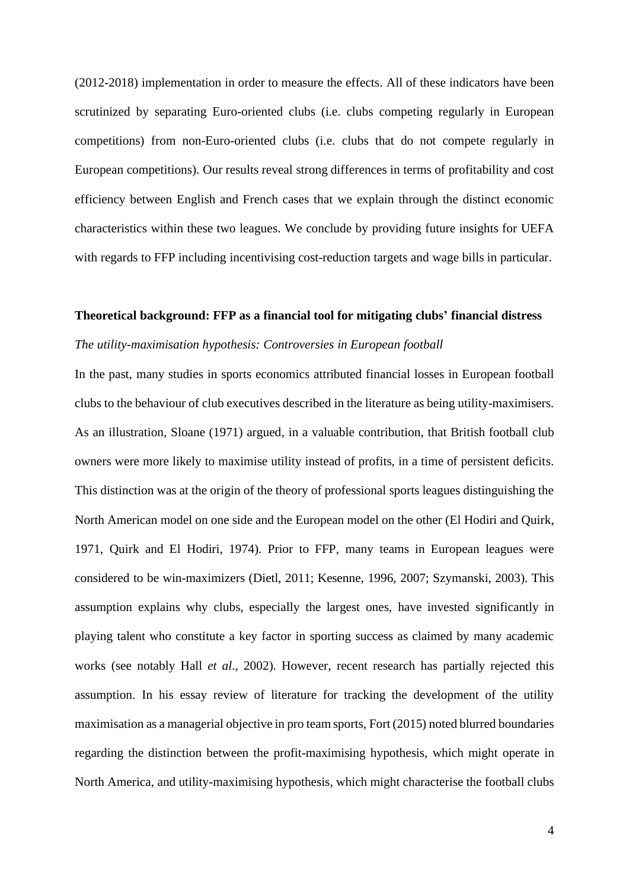(2012-2018) implementation in order to measure the effects. All of these indicators have been scrutinized by separating Euro-oriented clubs (i.e. clubs competing regularly in European competitions) from non-Euro-oriented clubs (i.e. clubs that do not compete regularly in European competitions). Our results reveal strong differences in terms of profitability and cost efficiency between English and French cases that we explain through the distinct economic characteristics within these two leagues. We conclude by providing future insights for UEFA with regards to FFP including incentivising cost-reduction targets and wage bills in particular.

## Theoretical background: FFP as a financial tool for mitigating clubs' financial distress

### *The utility-maximisation hypothesis: Controversies in European football*

In the past, many studies in sports economics attributed financial losses in European football clubs to the behaviour of club executives described in the literature as being utility-maximisers. As an illustration, Sloane (1971) argued, in a valuable contribution, that British football club owners were more likely to maximise utility instead of profits, in a time of persistent deficits. This distinction was at the origin of the theory of professional sports leagues distinguishing the North American model on one side and the European model on the other (El Hodiri and Quirk, 1971, Quirk and El Hodiri, 1974). Prior to FFP, many teams in European leagues were considered to be win-maximizers (Dietl, 2011; Kesenne, 1996, 2007; Szymanski, 2003). This assumption explains why clubs, especially the largest ones, have invested significantly in playing talent who constitute a key factor in sporting success as claimed by many academic works (see notably Hall *et al*., 2002). However, recent research has partially rejected this assumption. In his essay review of literature for tracking the development of the utility maximisation as a managerial objective in pro team sports, Fort (2015) noted blurred boundaries regarding the distinction between the profit-maximising hypothesis, which might operate in North America, and utility-maximising hypothesis, which might characterise the football clubs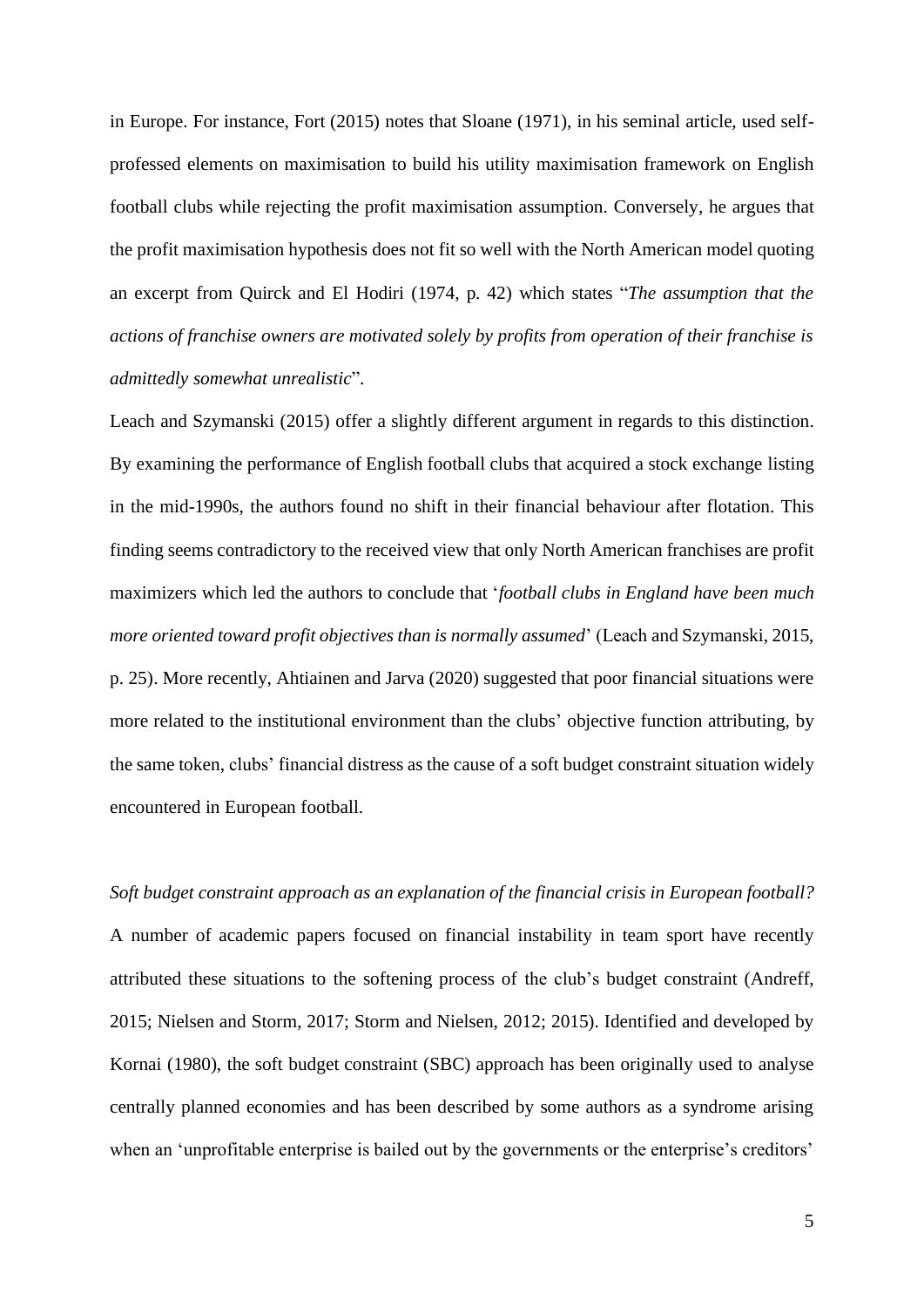in Europe. For instance, Fort (2015) notes that Sloane (1971), in his seminal article, used self-professed elements on maximisation to build his utility maximisation framework on English football clubs while rejecting the profit maximisation assumption. Conversely, he argues that the profit maximisation hypothesis does not fit so well with the North American model quoting an excerpt from Quirck and El Hodiri (1974, p. 42) which states "*The assumption that the actions of franchise owners are motivated solely by profits from operation of their franchise is admittedly somewhat unrealistic*".

Leach and Szymanski (2015) offer a slightly different argument in regards to this distinction. By examining the performance of English football clubs that acquired a stock exchange listing in the mid-1990s, the authors found no shift in their financial behaviour after flotation. This finding seems contradictory to the received view that only North American franchises are profit maximizers which led the authors to conclude that '*football clubs in England have been much more oriented toward profit objectives than is normally assumed*' (Leach and Szymanski, 2015, p. 25). More recently, Ahtiainen and Jarva (2020) suggested that poor financial situations were more related to the institutional environment than the clubs' objective function attributing, by the same token, clubs' financial distress as the cause of a soft budget constraint situation widely encountered in European football.

*Soft budget constraint approach as an explanation of the financial crisis in European football?*

A number of academic papers focused on financial instability in team sport have recently attributed these situations to the softening process of the club's budget constraint (Andreff, 2015; Nielsen and Storm, 2017; Storm and Nielsen, 2012; 2015). Identified and developed by Kornai (1980), the soft budget constraint (SBC) approach has been originally used to analyse centrally planned economies and has been described by some authors as a syndrome arising when an 'unprofitable enterprise is bailed out by the governments or the enterprise's creditors'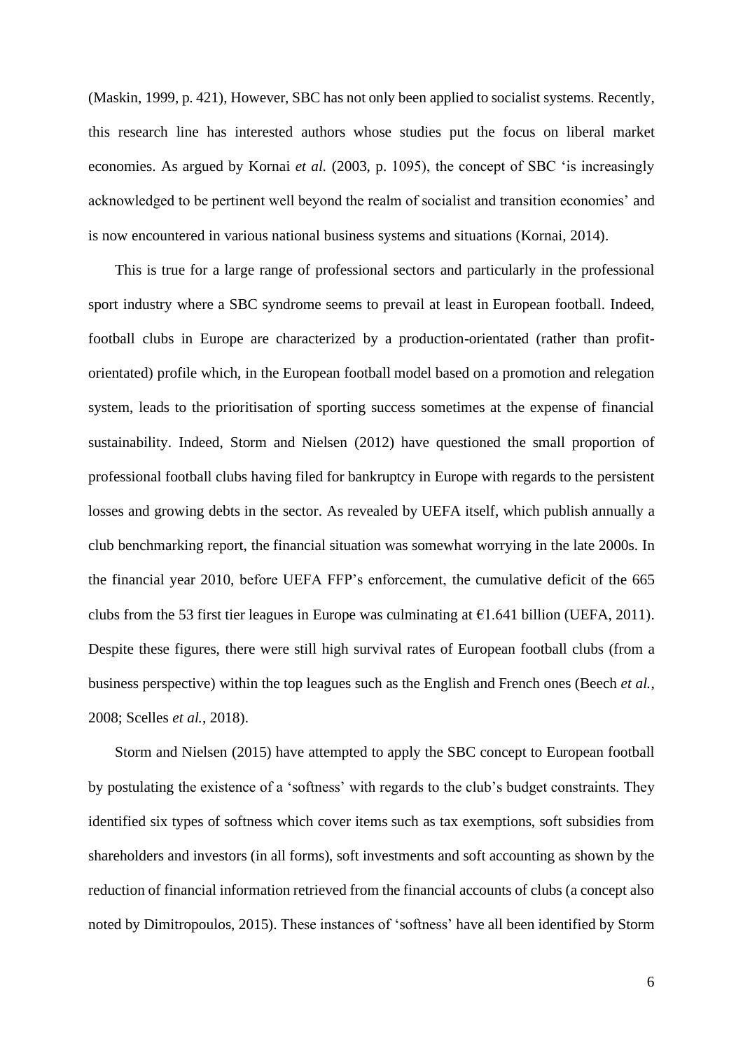(Maskin, 1999, p. 421), However, SBC has not only been applied to socialist systems. Recently, this research line has interested authors whose studies put the focus on liberal market economies. As argued by Kornai *et al.* (2003, p. 1095), the concept of SBC 'is increasingly acknowledged to be pertinent well beyond the realm of socialist and transition economies' and is now encountered in various national business systems and situations (Kornai, 2014).

This is true for a large range of professional sectors and particularly in the professional sport industry where a SBC syndrome seems to prevail at least in European football. Indeed, football clubs in Europe are characterized by a production-orientated (rather than profit-orientated) profile which, in the European football model based on a promotion and relegation system, leads to the prioritisation of sporting success sometimes at the expense of financial sustainability. Indeed, Storm and Nielsen (2012) have questioned the small proportion of professional football clubs having filed for bankruptcy in Europe with regards to the persistent losses and growing debts in the sector. As revealed by UEFA itself, which publish annually a club benchmarking report, the financial situation was somewhat worrying in the late 2000s. In the financial year 2010, before UEFA FFP's enforcement, the cumulative deficit of the 665 clubs from the 53 first tier leagues in Europe was culminating at €1.641 billion (UEFA, 2011). Despite these figures, there were still high survival rates of European football clubs (from a business perspective) within the top leagues such as the English and French ones (Beech *et al.*, 2008; Scelles *et al.*, 2018).

Storm and Nielsen (2015) have attempted to apply the SBC concept to European football by postulating the existence of a 'softness' with regards to the club's budget constraints. They identified six types of softness which cover items such as tax exemptions, soft subsidies from shareholders and investors (in all forms), soft investments and soft accounting as shown by the reduction of financial information retrieved from the financial accounts of clubs (a concept also noted by Dimitropoulos, 2015). These instances of 'softness' have all been identified by Storm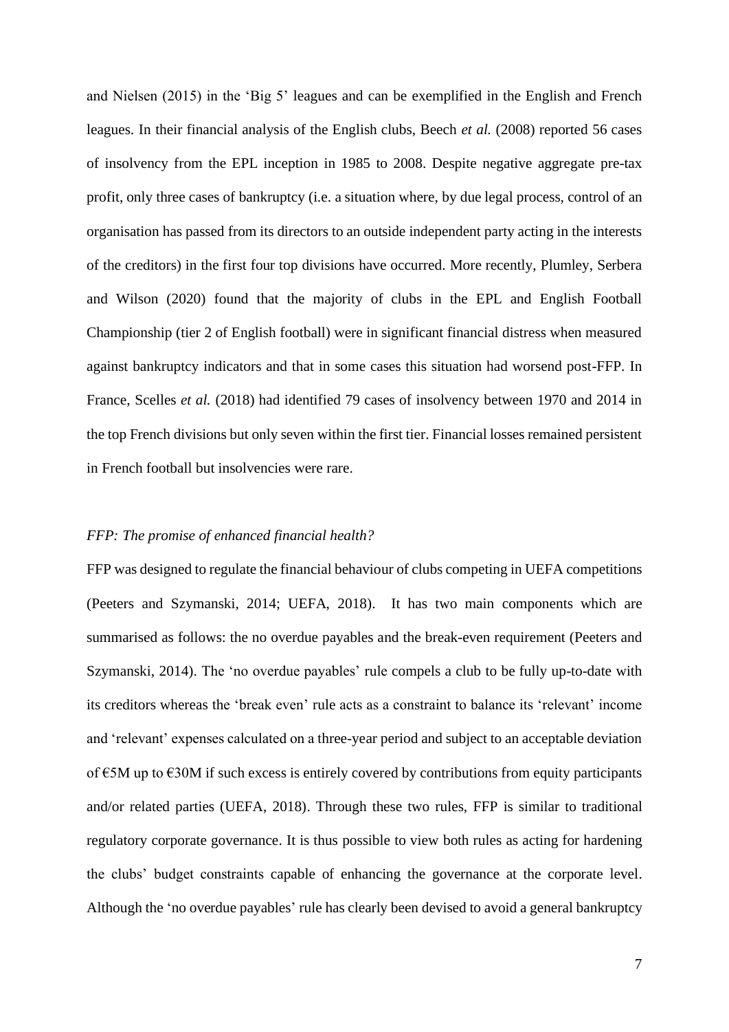and Nielsen (2015) in the 'Big 5' leagues and can be exemplified in the English and French leagues. In their financial analysis of the English clubs, Beech *et al.* (2008) reported 56 cases of insolvency from the EPL inception in 1985 to 2008. Despite negative aggregate pre-tax profit, only three cases of bankruptcy (i.e. a situation where, by due legal process, control of an organisation has passed from its directors to an outside independent party acting in the interests of the creditors) in the first four top divisions have occurred. More recently, Plumley, Serbera and Wilson (2020) found that the majority of clubs in the EPL and English Football Championship (tier 2 of English football) were in significant financial distress when measured against bankruptcy indicators and that in some cases this situation had worsend post-FFP. In France, Scelles *et al.* (2018) had identified 79 cases of insolvency between 1970 and 2014 in the top French divisions but only seven within the first tier. Financial losses remained persistent in French football but insolvencies were rare.

*FFP: The promise of enhanced financial health?*

FFP was designed to regulate the financial behaviour of clubs competing in UEFA competitions (Peeters and Szymanski, 2014; UEFA, 2018). It has two main components which are summarised as follows: the no overdue payables and the break-even requirement (Peeters and Szymanski, 2014). The 'no overdue payables' rule compels a club to be fully up-to-date with its creditors whereas the 'break even' rule acts as a constraint to balance its 'relevant' income and 'relevant' expenses calculated on a three-year period and subject to an acceptable deviation of €5M up to €30M if such excess is entirely covered by contributions from equity participants and/or related parties (UEFA, 2018). Through these two rules, FFP is similar to traditional regulatory corporate governance. It is thus possible to view both rules as acting for hardening the clubs' budget constraints capable of enhancing the governance at the corporate level. Although the 'no overdue payables' rule has clearly been devised to avoid a general bankruptcy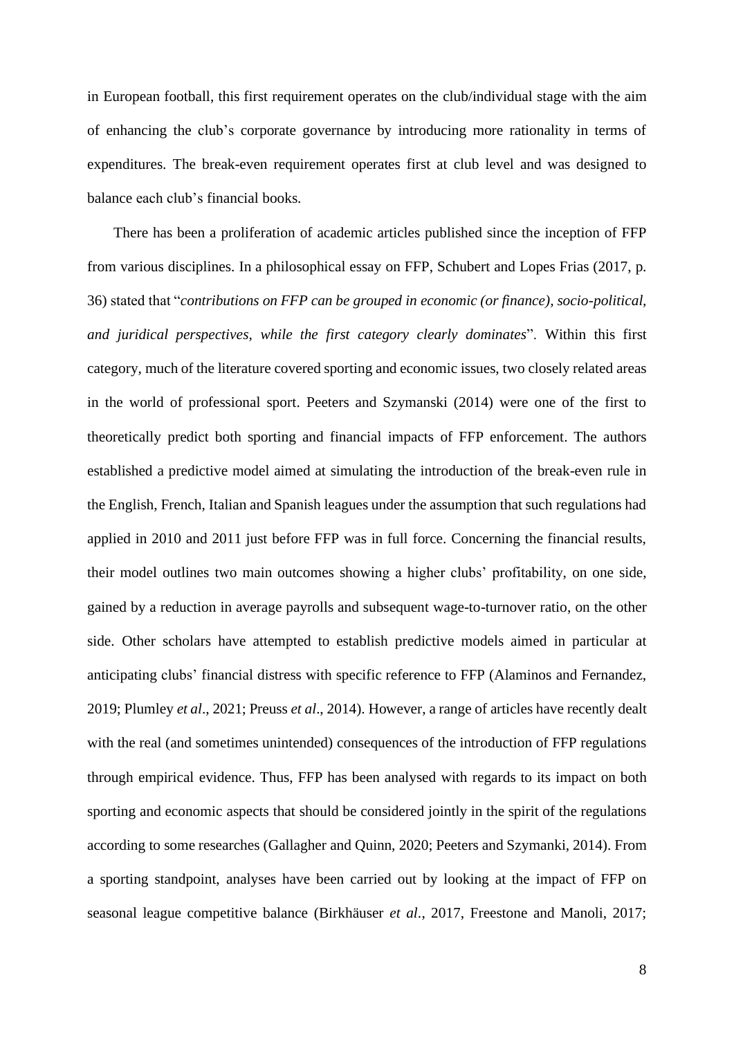in European football, this first requirement operates on the club/individual stage with the aim of enhancing the club's corporate governance by introducing more rationality in terms of expenditures. The break-even requirement operates first at club level and was designed to balance each club's financial books.

There has been a proliferation of academic articles published since the inception of FFP from various disciplines. In a philosophical essay on FFP, Schubert and Lopes Frias (2017, p. 36) stated that "*contributions on FFP can be grouped in economic (or finance), socio-political, and juridical perspectives, while the first category clearly dominates*". Within this first category, much of the literature covered sporting and economic issues, two closely related areas in the world of professional sport. Peeters and Szymanski (2014) were one of the first to theoretically predict both sporting and financial impacts of FFP enforcement. The authors established a predictive model aimed at simulating the introduction of the break-even rule in the English, French, Italian and Spanish leagues under the assumption that such regulations had applied in 2010 and 2011 just before FFP was in full force. Concerning the financial results, their model outlines two main outcomes showing a higher clubs' profitability, on one side, gained by a reduction in average payrolls and subsequent wage-to-turnover ratio, on the other side. Other scholars have attempted to establish predictive models aimed in particular at anticipating clubs' financial distress with specific reference to FFP (Alaminos and Fernandez, 2019; Plumley *et al*., 2021; Preuss *et al*., 2014). However, a range of articles have recently dealt with the real (and sometimes unintended) consequences of the introduction of FFP regulations through empirical evidence. Thus, FFP has been analysed with regards to its impact on both sporting and economic aspects that should be considered jointly in the spirit of the regulations according to some researches (Gallagher and Quinn, 2020; Peeters and Szymanki, 2014). From a sporting standpoint, analyses have been carried out by looking at the impact of FFP on seasonal league competitive balance (Birkhäuser *et al.*, 2017, Freestone and Manoli, 2017;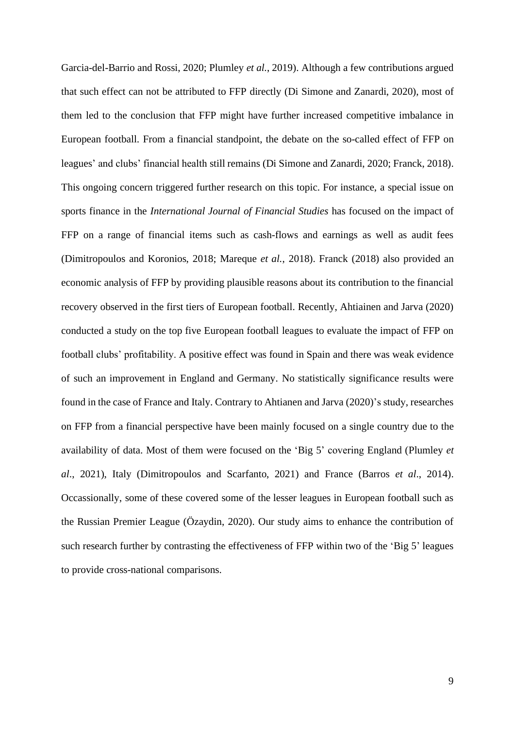Garcia-del-Barrio and Rossi, 2020; Plumley *et al.*, 2019). Although a few contributions argued that such effect can not be attributed to FFP directly (Di Simone and Zanardi, 2020), most of them led to the conclusion that FFP might have further increased competitive imbalance in European football. From a financial standpoint, the debate on the so-called effect of FFP on leagues' and clubs' financial health still remains (Di Simone and Zanardi, 2020; Franck, 2018). This ongoing concern triggered further research on this topic. For instance, a special issue on sports finance in the *International Journal of Financial Studies* has focused on the impact of FFP on a range of financial items such as cash-flows and earnings as well as audit fees (Dimitropoulos and Koronios, 2018; Mareque *et al.*, 2018). Franck (2018) also provided an economic analysis of FFP by providing plausible reasons about its contribution to the financial recovery observed in the first tiers of European football. Recently, Ahtiainen and Jarva (2020) conducted a study on the top five European football leagues to evaluate the impact of FFP on football clubs' profitability. A positive effect was found in Spain and there was weak evidence of such an improvement in England and Germany. No statistically significance results were found in the case of France and Italy. Contrary to Ahtianen and Jarva (2020)'s study, researches on FFP from a financial perspective have been mainly focused on a single country due to the availability of data. Most of them were focused on the 'Big 5' covering England (Plumley *et al*., 2021), Italy (Dimitropoulos and Scarfanto, 2021) and France (Barros *et al*., 2014). Occassionally, some of these covered some of the lesser leagues in European football such as the Russian Premier League (Özaydin, 2020). Our study aims to enhance the contribution of such research further by contrasting the effectiveness of FFP within two of the 'Big 5' leagues to provide cross-national comparisons.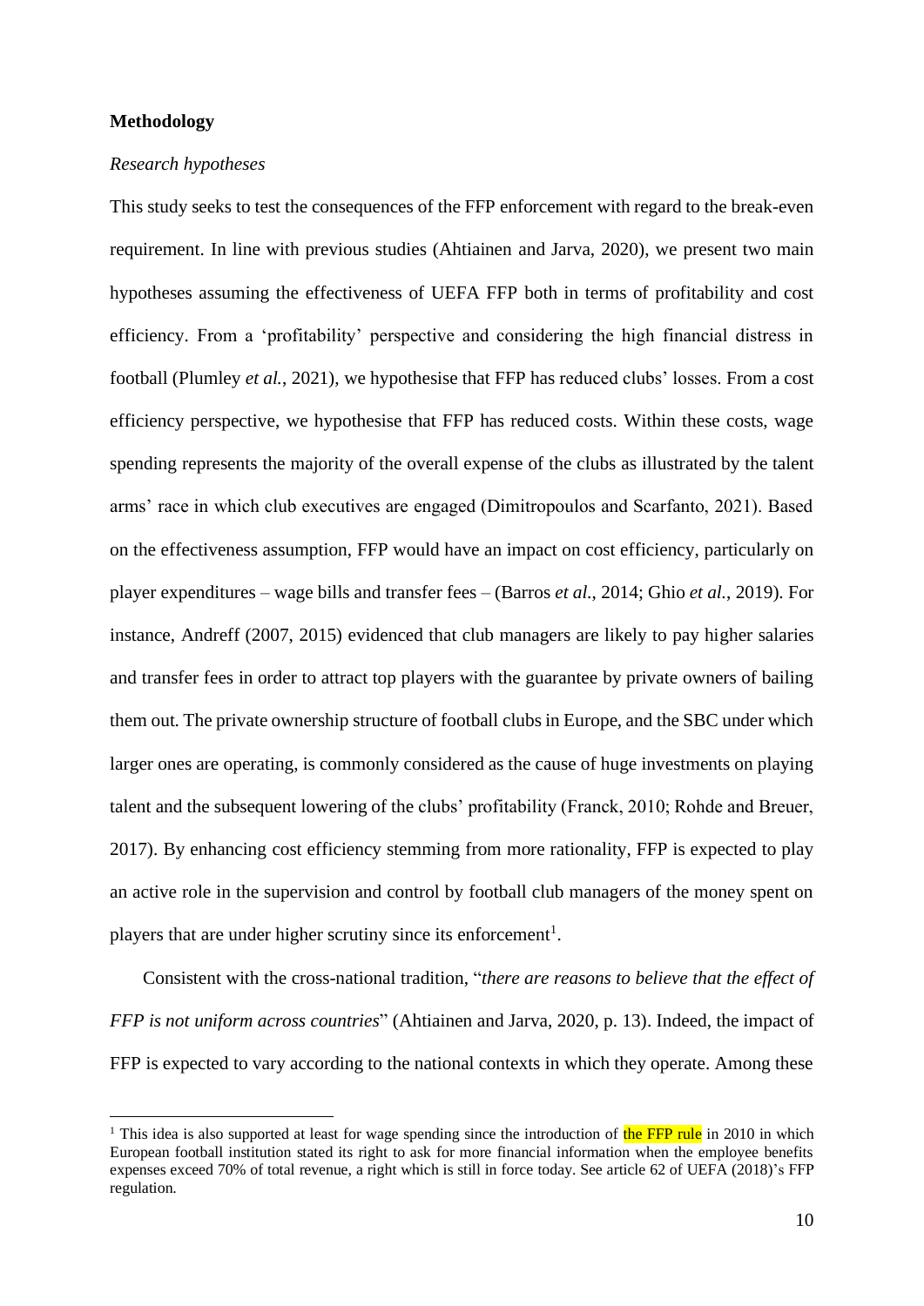**Methodology**

*Research hypotheses*

This study seeks to test the consequences of the FFP enforcement with regard to the break-even requirement. In line with previous studies (Ahtiainen and Jarva, 2020), we present two main hypotheses assuming the effectiveness of UEFA FFP both in terms of profitability and cost efficiency. From a 'profitability' perspective and considering the high financial distress in football (Plumley *et al.*, 2021), we hypothesise that FFP has reduced clubs' losses. From a cost efficiency perspective, we hypothesise that FFP has reduced costs. Within these costs, wage spending represents the majority of the overall expense of the clubs as illustrated by the talent arms' race in which club executives are engaged (Dimitropoulos and Scarfanto, 2021). Based on the effectiveness assumption, FFP would have an impact on cost efficiency, particularly on player expenditures – wage bills and transfer fees – (Barros *et al.*, 2014; Ghio *et al.*, 2019). For instance, Andreff (2007, 2015) evidenced that club managers are likely to pay higher salaries and transfer fees in order to attract top players with the guarantee by private owners of bailing them out. The private ownership structure of football clubs in Europe, and the SBC under which larger ones are operating, is commonly considered as the cause of huge investments on playing talent and the subsequent lowering of the clubs' profitability (Franck, 2010; Rohde and Breuer, 2017). By enhancing cost efficiency stemming from more rationality, FFP is expected to play an active role in the supervision and control by football club managers of the money spent on players that are under higher scrutiny since its enforcement[1].

Consistent with the cross-national tradition, "*there are reasons to believe that the effect of FFP is not uniform across countries*" (Ahtiainen and Jarva, 2020, p. 13). Indeed, the impact of FFP is expected to vary according to the national contexts in which they operate. Among these

[1] This idea is also supported at least for wage spending since the introduction of the FFP rule in 2010 in which European football institution stated its right to ask for more financial information when the employee benefits expenses exceed 70% of total revenue, a right which is still in force today. See article 62 of UEFA (2018)'s FFP regulation.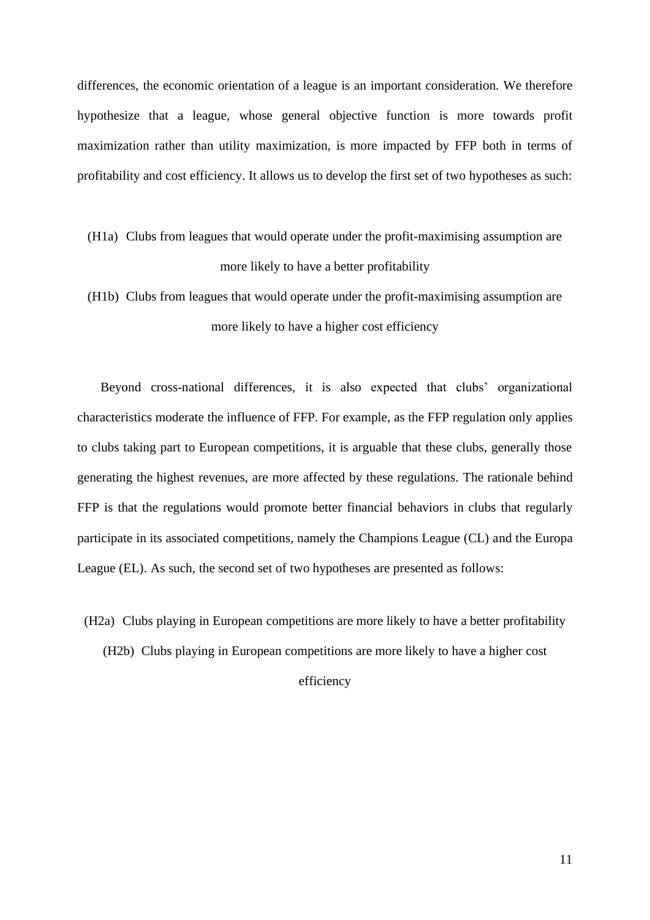differences, the economic orientation of a league is an important consideration. We therefore hypothesize that a league, whose general objective function is more towards profit maximization rather than utility maximization, is more impacted by FFP both in terms of profitability and cost efficiency. It allows us to develop the first set of two hypotheses as such:

(H1a) Clubs from leagues that would operate under the profit-maximising assumption are more likely to have a better profitability

(H1b) Clubs from leagues that would operate under the profit-maximising assumption are more likely to have a higher cost efficiency

Beyond cross-national differences, it is also expected that clubs' organizational characteristics moderate the influence of FFP. For example, as the FFP regulation only applies to clubs taking part to European competitions, it is arguable that these clubs, generally those generating the highest revenues, are more affected by these regulations. The rationale behind FFP is that the regulations would promote better financial behaviors in clubs that regularly participate in its associated competitions, namely the Champions League (CL) and the Europa League (EL). As such, the second set of two hypotheses are presented as follows:

(H2a) Clubs playing in European competitions are more likely to have a better profitability

(H2b) Clubs playing in European competitions are more likely to have a higher cost efficiency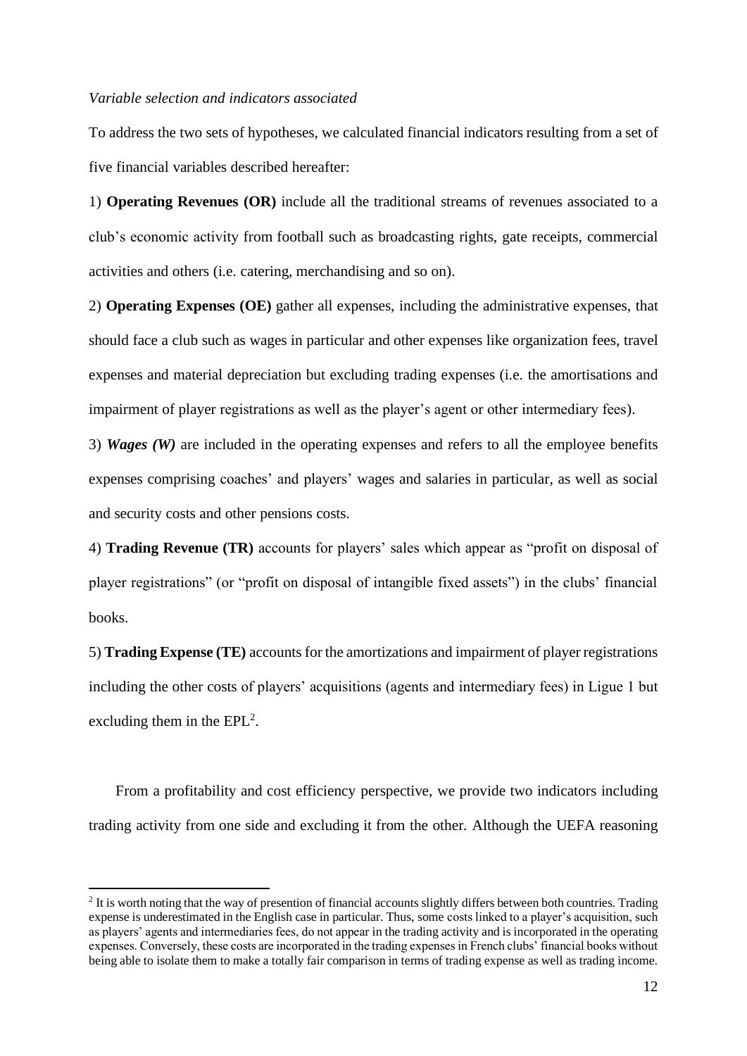*Variable selection and indicators associated*

To address the two sets of hypotheses, we calculated financial indicators resulting from a set of five financial variables described hereafter:

1) **Operating Revenues (OR)** include all the traditional streams of revenues associated to a club's economic activity from football such as broadcasting rights, gate receipts, commercial activities and others (i.e. catering, merchandising and so on).

2) **Operating Expenses (OE)** gather all expenses, including the administrative expenses, that should face a club such as wages in particular and other expenses like organization fees, travel expenses and material depreciation but excluding trading expenses (i.e. the amortisations and impairment of player registrations as well as the player's agent or other intermediary fees).

3) ***Wages (W)*** are included in the operating expenses and refers to all the employee benefits expenses comprising coaches' and players' wages and salaries in particular, as well as social and security costs and other pensions costs.

4) **Trading Revenue (TR)** accounts for players' sales which appear as "profit on disposal of player registrations" (or "profit on disposal of intangible fixed assets") in the clubs' financial books.

5) **Trading Expense (TE)** accounts for the amortizations and impairment of player registrations including the other costs of players' acquisitions (agents and intermediary fees) in Ligue 1 but excluding them in the EPL[2].

From a profitability and cost efficiency perspective, we provide two indicators including trading activity from one side and excluding it from the other. Although the UEFA reasoning

[2] It is worth noting that the way of presention of financial accounts slightly differs between both countries. Trading expense is underestimated in the English case in particular. Thus, some costs linked to a player's acquisition, such as players' agents and intermediaries fees, do not appear in the trading activity and is incorporated in the operating expenses. Conversely, these costs are incorporated in the trading expenses in French clubs' financial books without being able to isolate them to make a totally fair comparison in terms of trading expense as well as trading income.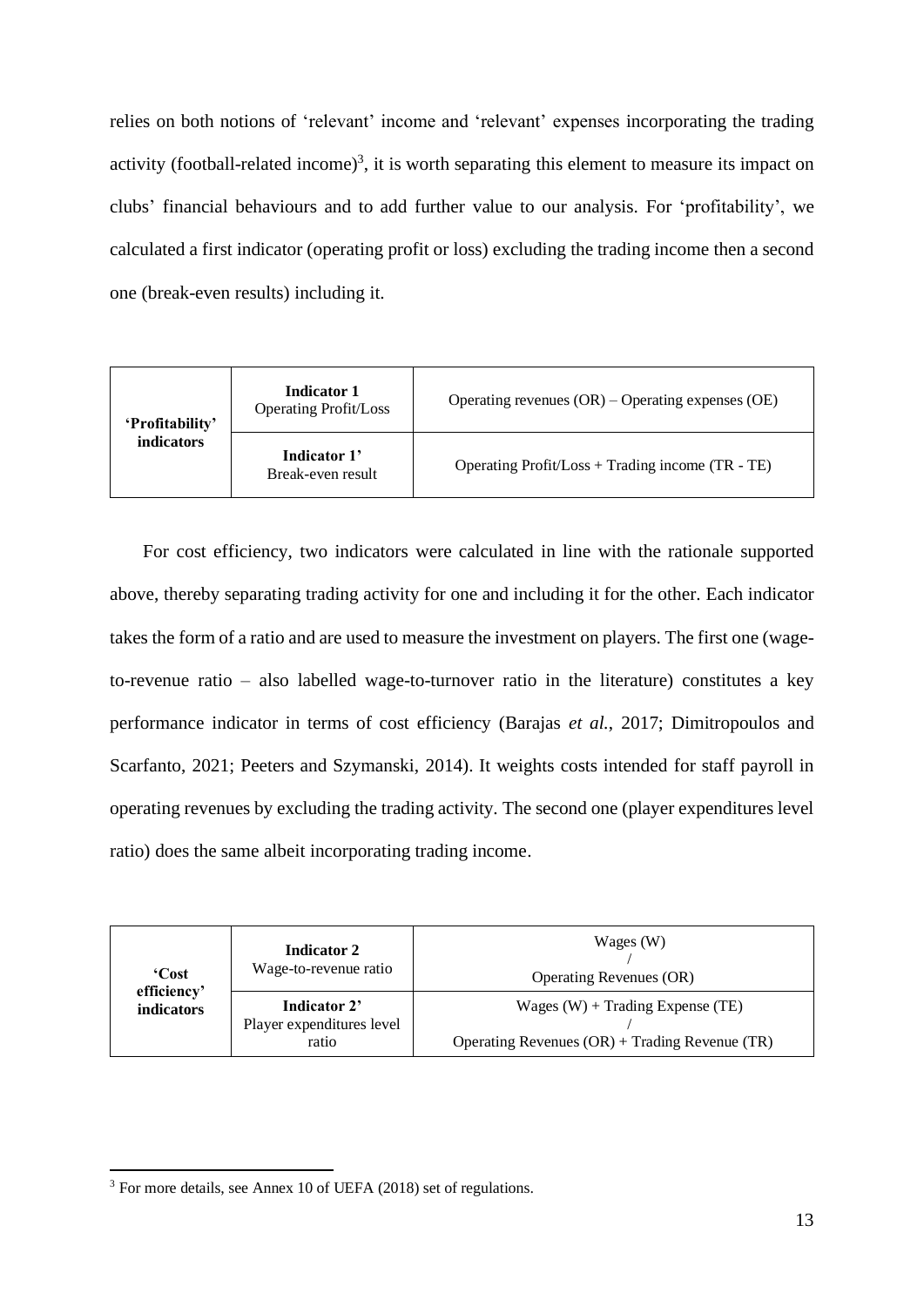relies on both notions of 'relevant' income and 'relevant' expenses incorporating the trading activity (football-related income)[3], it is worth separating this element to measure its impact on clubs' financial behaviours and to add further value to our analysis. For 'profitability', we calculated a first indicator (operating profit or loss) excluding the trading income then a second one (break-even results) including it.

| | | |
|---|---|---|
| **'Profitability' indicators** | **Indicator 1** Operating Profit/Loss | Operating revenues (OR) – Operating expenses (OE) |
| | **Indicator 1'** Break-even result | Operating Profit/Loss + Trading income (TR - TE) |

For cost efficiency, two indicators were calculated in line with the rationale supported above, thereby separating trading activity for one and including it for the other. Each indicator takes the form of a ratio and are used to measure the investment on players. The first one (wage-to-revenue ratio – also labelled wage-to-turnover ratio in the literature) constitutes a key performance indicator in terms of cost efficiency (Barajas *et al.*, 2017; Dimitropoulos and Scarfanto, 2021; Peeters and Szymanski, 2014). It weights costs intended for staff payroll in operating revenues by excluding the trading activity. The second one (player expenditures level ratio) does the same albeit incorporating trading income.

| | | |
|---|---|---|
| **'Cost efficiency' indicators** | **Indicator 2** Wage-to-revenue ratio | Wages (W) / Operating Revenues (OR) |
| | **Indicator 2'** Player expenditures level ratio | Wages (W) + Trading Expense (TE) / Operating Revenues (OR) + Trading Revenue (TR) |

[3] For more details, see Annex 10 of UEFA (2018) set of regulations.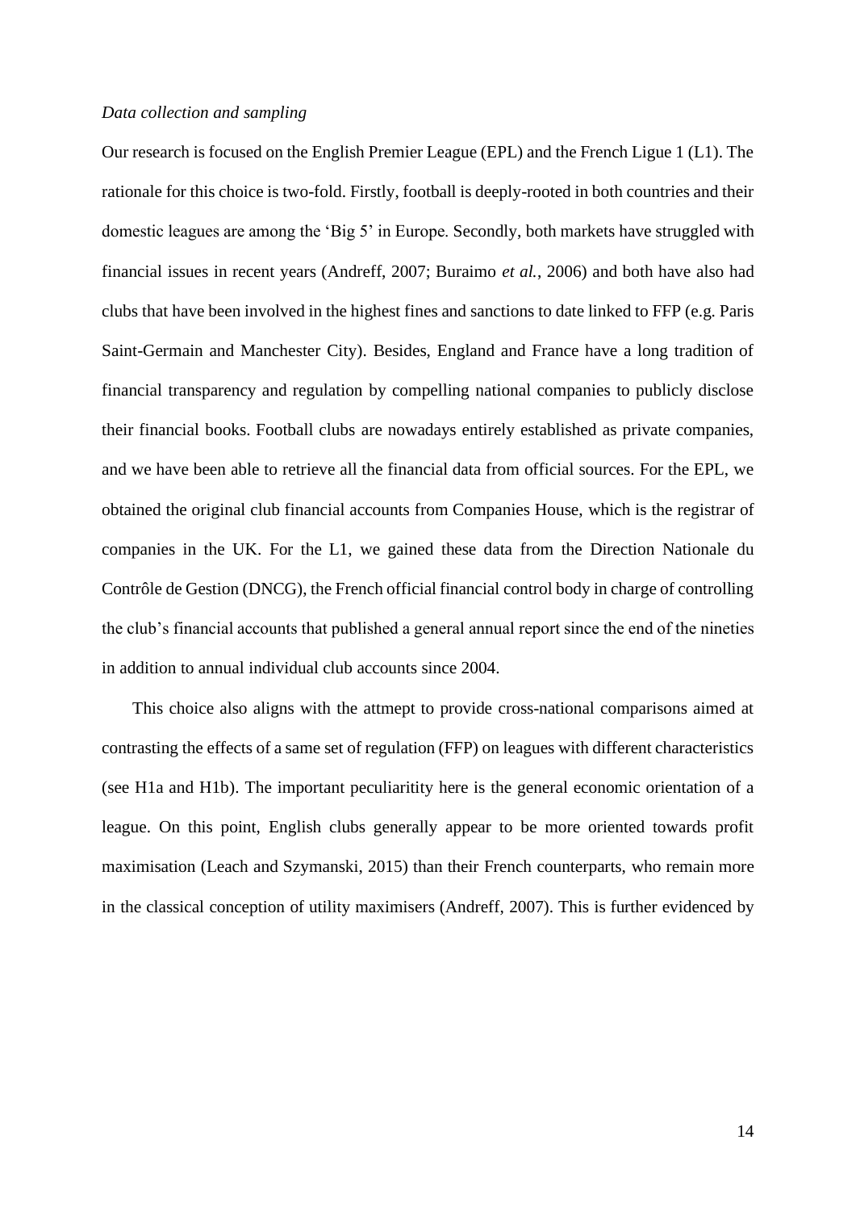*Data collection and sampling*

Our research is focused on the English Premier League (EPL) and the French Ligue 1 (L1). The rationale for this choice is two-fold. Firstly, football is deeply-rooted in both countries and their domestic leagues are among the 'Big 5' in Europe. Secondly, both markets have struggled with financial issues in recent years (Andreff, 2007; Buraimo *et al.*, 2006) and both have also had clubs that have been involved in the highest fines and sanctions to date linked to FFP (e.g. Paris Saint-Germain and Manchester City). Besides, England and France have a long tradition of financial transparency and regulation by compelling national companies to publicly disclose their financial books. Football clubs are nowadays entirely established as private companies, and we have been able to retrieve all the financial data from official sources. For the EPL, we obtained the original club financial accounts from Companies House, which is the registrar of companies in the UK. For the L1, we gained these data from the Direction Nationale du Contrôle de Gestion (DNCG), the French official financial control body in charge of controlling the club's financial accounts that published a general annual report since the end of the nineties in addition to annual individual club accounts since 2004.

This choice also aligns with the attmept to provide cross-national comparisons aimed at contrasting the effects of a same set of regulation (FFP) on leagues with different characteristics (see H1a and H1b). The important peculiaritity here is the general economic orientation of a league. On this point, English clubs generally appear to be more oriented towards profit maximisation (Leach and Szymanski, 2015) than their French counterparts, who remain more in the classical conception of utility maximisers (Andreff, 2007). This is further evidenced by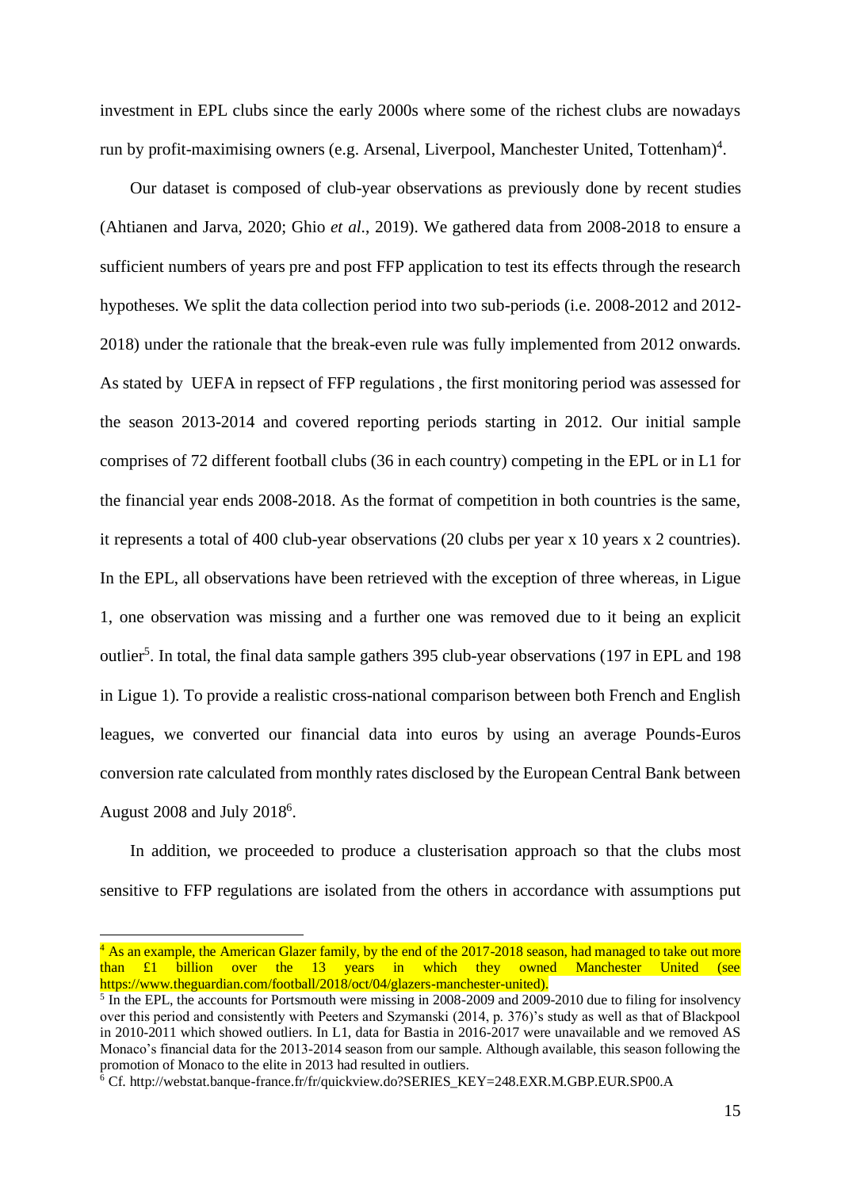investment in EPL clubs since the early 2000s where some of the richest clubs are nowadays run by profit-maximising owners (e.g. Arsenal, Liverpool, Manchester United, Tottenham)[4].

Our dataset is composed of club-year observations as previously done by recent studies (Ahtianen and Jarva, 2020; Ghio *et al*., 2019). We gathered data from 2008-2018 to ensure a sufficient numbers of years pre and post FFP application to test its effects through the research hypotheses. We split the data collection period into two sub-periods (i.e. 2008-2012 and 2012-2018) under the rationale that the break-even rule was fully implemented from 2012 onwards. As stated by UEFA in repsect of FFP regulations , the first monitoring period was assessed for the season 2013-2014 and covered reporting periods starting in 2012. Our initial sample comprises of 72 different football clubs (36 in each country) competing in the EPL or in L1 for the financial year ends 2008-2018. As the format of competition in both countries is the same, it represents a total of 400 club-year observations (20 clubs per year x 10 years x 2 countries). In the EPL, all observations have been retrieved with the exception of three whereas, in Ligue 1, one observation was missing and a further one was removed due to it being an explicit outlier[5]. In total, the final data sample gathers 395 club-year observations (197 in EPL and 198 in Ligue 1). To provide a realistic cross-national comparison between both French and English leagues, we converted our financial data into euros by using an average Pounds-Euros conversion rate calculated from monthly rates disclosed by the European Central Bank between August 2008 and July 2018[6].

In addition, we proceeded to produce a clusterisation approach so that the clubs most sensitive to FFP regulations are isolated from the others in accordance with assumptions put

---

[4] As an example, the American Glazer family, by the end of the 2017-2018 season, had managed to take out more than £1 billion over the 13 years in which they owned Manchester United (see https://www.theguardian.com/football/2018/oct/04/glazers-manchester-united).

[5] In the EPL, the accounts for Portsmouth were missing in 2008-2009 and 2009-2010 due to filing for insolvency over this period and consistently with Peeters and Szymanski (2014, p. 376)'s study as well as that of Blackpool in 2010-2011 which showed outliers. In L1, data for Bastia in 2016-2017 were unavailable and we removed AS Monaco's financial data for the 2013-2014 season from our sample. Although available, this season following the promotion of Monaco to the elite in 2013 had resulted in outliers.

[6] Cf. http://webstat.banque-france.fr/fr/quickview.do?SERIES_KEY=248.EXR.M.GBP.EUR.SP00.A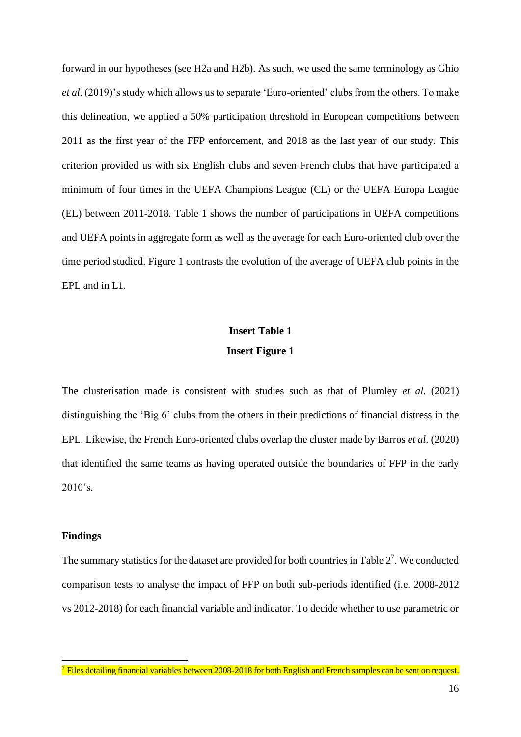forward in our hypotheses (see H2a and H2b). As such, we used the same terminology as Ghio *et al*. (2019)'s study which allows us to separate 'Euro-oriented' clubs from the others. To make this delineation, we applied a 50% participation threshold in European competitions between 2011 as the first year of the FFP enforcement, and 2018 as the last year of our study. This criterion provided us with six English clubs and seven French clubs that have participated a minimum of four times in the UEFA Champions League (CL) or the UEFA Europa League (EL) between 2011-2018. Table 1 shows the number of participations in UEFA competitions and UEFA points in aggregate form as well as the average for each Euro-oriented club over the time period studied. Figure 1 contrasts the evolution of the average of UEFA club points in the EPL and in L1.

**Insert Table 1**

**Insert Figure 1**

The clusterisation made is consistent with studies such as that of Plumley *et al.* (2021) distinguishing the 'Big 6' clubs from the others in their predictions of financial distress in the EPL. Likewise, the French Euro-oriented clubs overlap the cluster made by Barros *et al*. (2020) that identified the same teams as having operated outside the boundaries of FFP in the early 2010's.

**Findings**

The summary statistics for the dataset are provided for both countries in Table 2[7]. We conducted comparison tests to analyse the impact of FFP on both sub-periods identified (i.e. 2008-2012 vs 2012-2018) for each financial variable and indicator. To decide whether to use parametric or

[7] Files detailing financial variables between 2008-2018 for both English and French samples can be sent on request.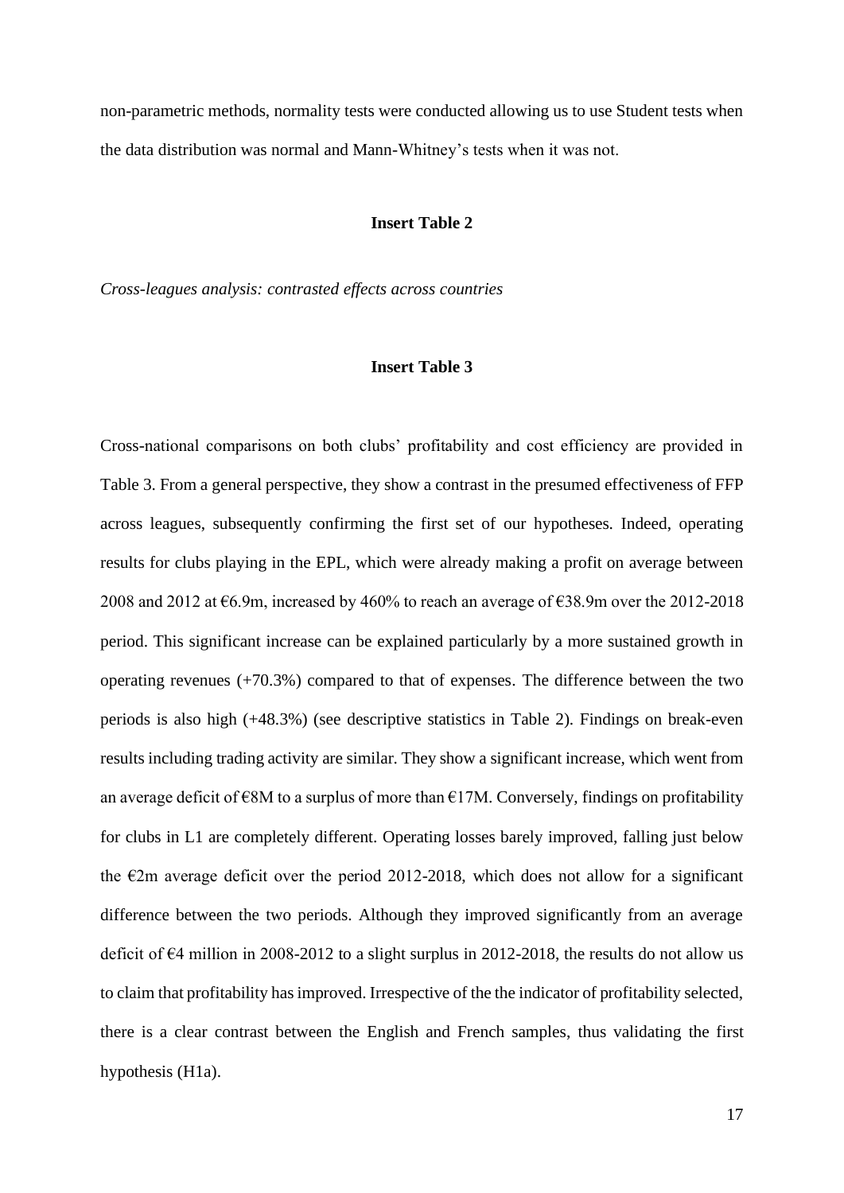non-parametric methods, normality tests were conducted allowing us to use Student tests when the data distribution was normal and Mann-Whitney's tests when it was not.

**Insert Table 2**

*Cross-leagues analysis: contrasted effects across countries*

**Insert Table 3**

Cross-national comparisons on both clubs' profitability and cost efficiency are provided in Table 3. From a general perspective, they show a contrast in the presumed effectiveness of FFP across leagues, subsequently confirming the first set of our hypotheses. Indeed, operating results for clubs playing in the EPL, which were already making a profit on average between 2008 and 2012 at €6.9m, increased by 460% to reach an average of €38.9m over the 2012-2018 period. This significant increase can be explained particularly by a more sustained growth in operating revenues (+70.3%) compared to that of expenses. The difference between the two periods is also high (+48.3%) (see descriptive statistics in Table 2). Findings on break-even results including trading activity are similar. They show a significant increase, which went from an average deficit of €8M to a surplus of more than €17M. Conversely, findings on profitability for clubs in L1 are completely different. Operating losses barely improved, falling just below the €2m average deficit over the period 2012-2018, which does not allow for a significant difference between the two periods. Although they improved significantly from an average deficit of €4 million in 2008-2012 to a slight surplus in 2012-2018, the results do not allow us to claim that profitability has improved. Irrespective of the the indicator of profitability selected, there is a clear contrast between the English and French samples, thus validating the first hypothesis (H1a).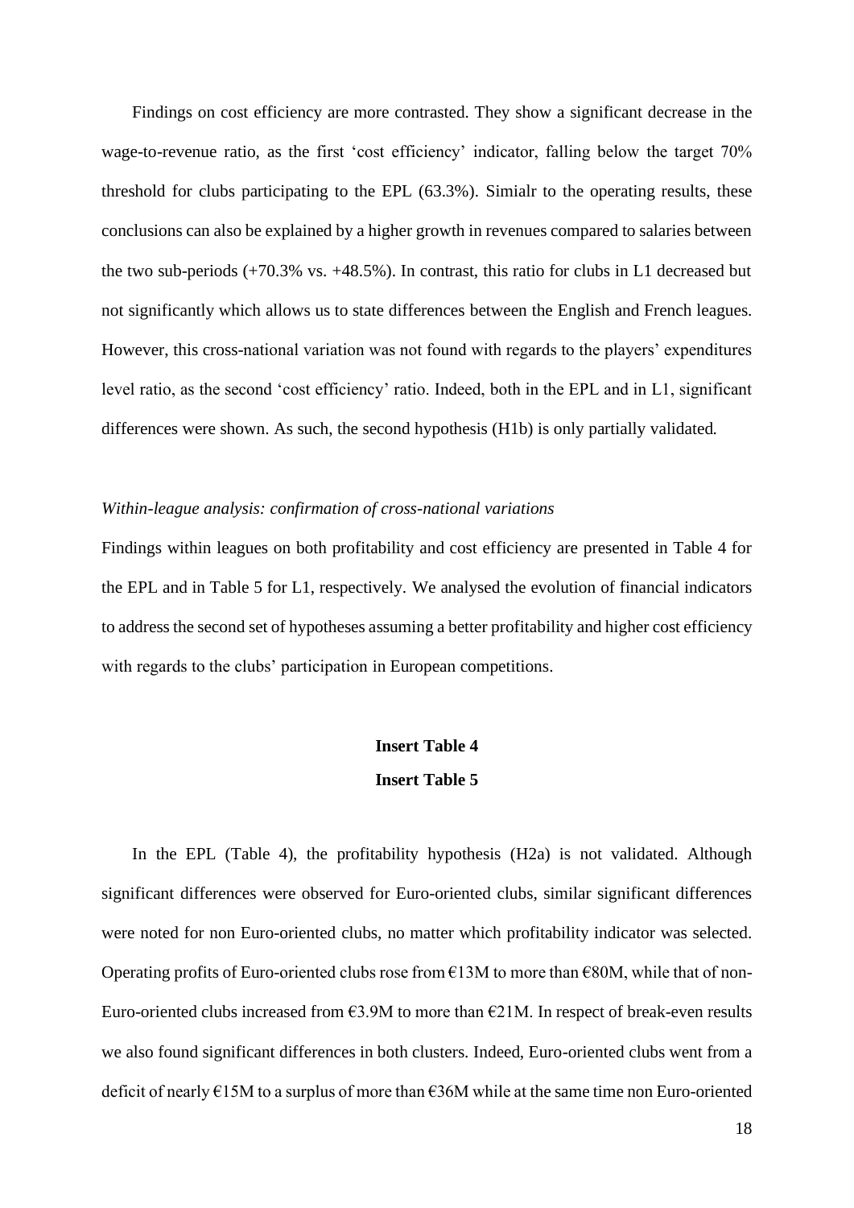Findings on cost efficiency are more contrasted. They show a significant decrease in the wage-to-revenue ratio, as the first 'cost efficiency' indicator, falling below the target 70% threshold for clubs participating to the EPL (63.3%). Simialr to the operating results, these conclusions can also be explained by a higher growth in revenues compared to salaries between the two sub-periods (+70.3% vs. +48.5%). In contrast, this ratio for clubs in L1 decreased but not significantly which allows us to state differences between the English and French leagues. However, this cross-national variation was not found with regards to the players' expenditures level ratio, as the second 'cost efficiency' ratio. Indeed, both in the EPL and in L1, significant differences were shown. As such, the second hypothesis (H1b) is only partially validated.

*Within-league analysis: confirmation of cross-national variations*

Findings within leagues on both profitability and cost efficiency are presented in Table 4 for the EPL and in Table 5 for L1, respectively. We analysed the evolution of financial indicators to address the second set of hypotheses assuming a better profitability and higher cost efficiency with regards to the clubs' participation in European competitions.

**Insert Table 4**

**Insert Table 5**

In the EPL (Table 4), the profitability hypothesis (H2a) is not validated. Although significant differences were observed for Euro-oriented clubs, similar significant differences were noted for non Euro-oriented clubs, no matter which profitability indicator was selected. Operating profits of Euro-oriented clubs rose from €13M to more than €80M, while that of non-Euro-oriented clubs increased from €3.9M to more than €21M. In respect of break-even results we also found significant differences in both clusters. Indeed, Euro-oriented clubs went from a deficit of nearly €15M to a surplus of more than €36M while at the same time non Euro-oriented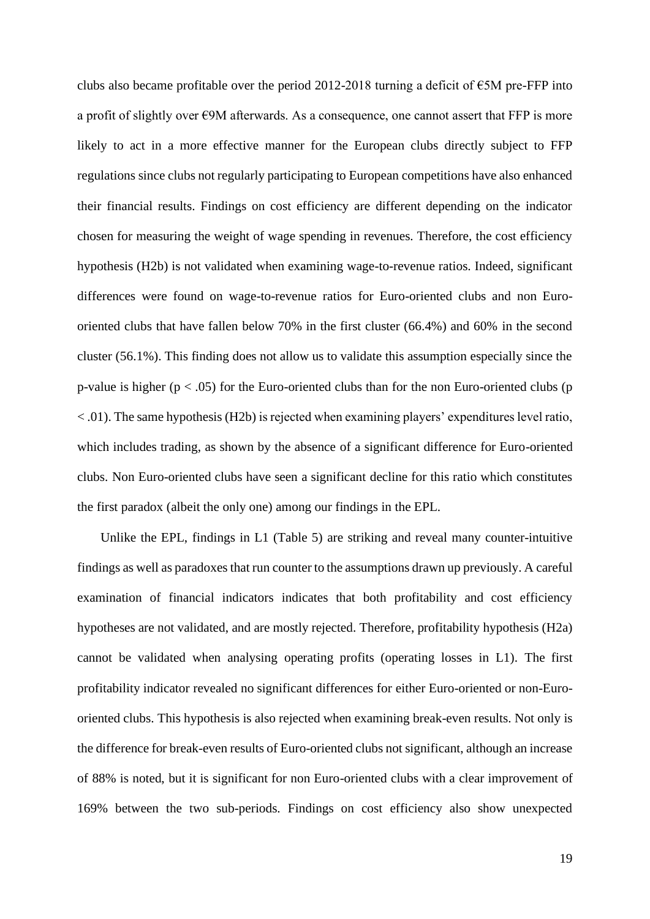clubs also became profitable over the period 2012-2018 turning a deficit of €5M pre-FFP into a profit of slightly over €9M afterwards. As a consequence, one cannot assert that FFP is more likely to act in a more effective manner for the European clubs directly subject to FFP regulations since clubs not regularly participating to European competitions have also enhanced their financial results. Findings on cost efficiency are different depending on the indicator chosen for measuring the weight of wage spending in revenues. Therefore, the cost efficiency hypothesis (H2b) is not validated when examining wage-to-revenue ratios. Indeed, significant differences were found on wage-to-revenue ratios for Euro-oriented clubs and non Euro-oriented clubs that have fallen below 70% in the first cluster (66.4%) and 60% in the second cluster (56.1%). This finding does not allow us to validate this assumption especially since the p-value is higher ($p < .05$) for the Euro-oriented clubs than for the non Euro-oriented clubs ($p < .01$). The same hypothesis (H2b) is rejected when examining players' expenditures level ratio, which includes trading, as shown by the absence of a significant difference for Euro-oriented clubs. Non Euro-oriented clubs have seen a significant decline for this ratio which constitutes the first paradox (albeit the only one) among our findings in the EPL.

Unlike the EPL, findings in L1 (Table 5) are striking and reveal many counter-intuitive findings as well as paradoxes that run counter to the assumptions drawn up previously. A careful examination of financial indicators indicates that both profitability and cost efficiency hypotheses are not validated, and are mostly rejected. Therefore, profitability hypothesis (H2a) cannot be validated when analysing operating profits (operating losses in L1). The first profitability indicator revealed no significant differences for either Euro-oriented or non-Euro-oriented clubs. This hypothesis is also rejected when examining break-even results. Not only is the difference for break-even results of Euro-oriented clubs not significant, although an increase of 88% is noted, but it is significant for non Euro-oriented clubs with a clear improvement of 169% between the two sub-periods. Findings on cost efficiency also show unexpected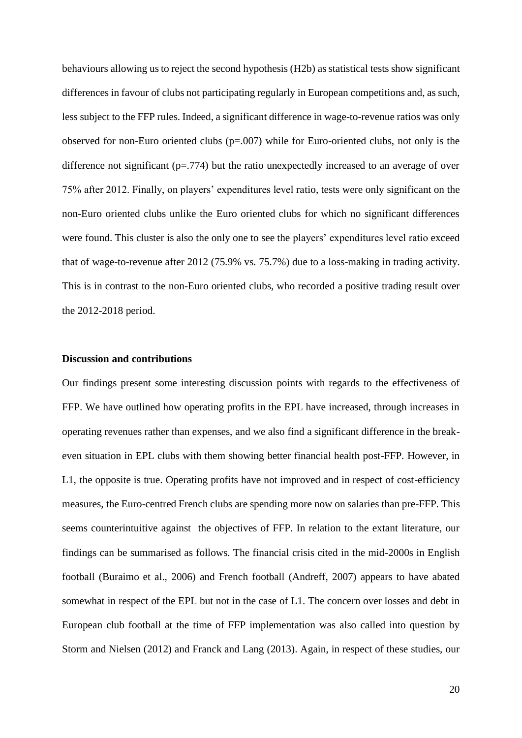behaviours allowing us to reject the second hypothesis (H2b) as statistical tests show significant differences in favour of clubs not participating regularly in European competitions and, as such, less subject to the FFP rules. Indeed, a significant difference in wage-to-revenue ratios was only observed for non-Euro oriented clubs ($p=.007$) while for Euro-oriented clubs, not only is the difference not significant ($p=.774$) but the ratio unexpectedly increased to an average of over 75% after 2012. Finally, on players' expenditures level ratio, tests were only significant on the non-Euro oriented clubs unlike the Euro oriented clubs for which no significant differences were found. This cluster is also the only one to see the players' expenditures level ratio exceed that of wage-to-revenue after 2012 (75.9% vs. 75.7%) due to a loss-making in trading activity. This is in contrast to the non-Euro oriented clubs, who recorded a positive trading result over the 2012-2018 period.

**Discussion and contributions**

Our findings present some interesting discussion points with regards to the effectiveness of FFP. We have outlined how operating profits in the EPL have increased, through increases in operating revenues rather than expenses, and we also find a significant difference in the break-even situation in EPL clubs with them showing better financial health post-FFP. However, in L1, the opposite is true. Operating profits have not improved and in respect of cost-efficiency measures, the Euro-centred French clubs are spending more now on salaries than pre-FFP. This seems counterintuitive against the objectives of FFP. In relation to the extant literature, our findings can be summarised as follows. The financial crisis cited in the mid-2000s in English football (Buraimo et al., 2006) and French football (Andreff, 2007) appears to have abated somewhat in respect of the EPL but not in the case of L1. The concern over losses and debt in European club football at the time of FFP implementation was also called into question by Storm and Nielsen (2012) and Franck and Lang (2013). Again, in respect of these studies, our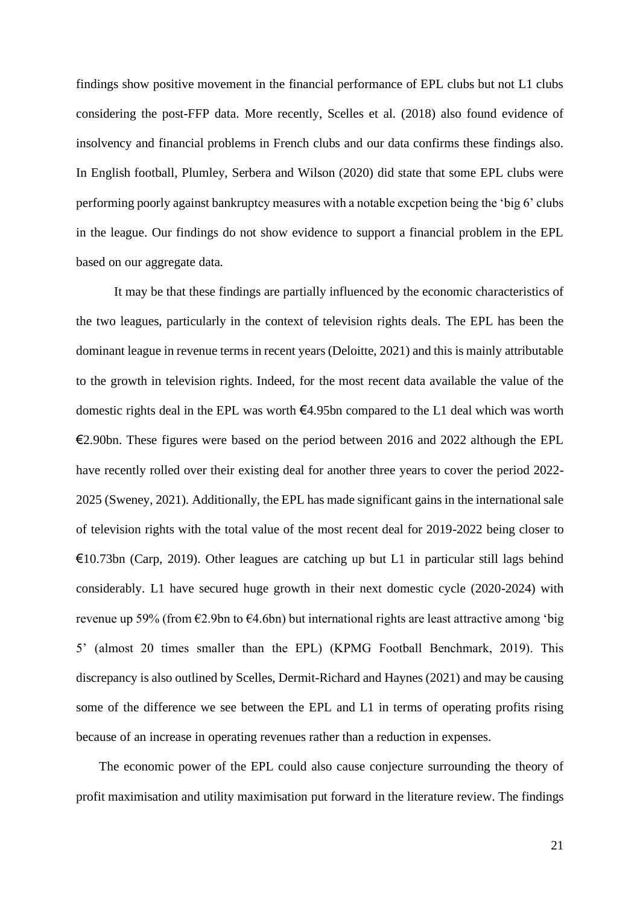findings show positive movement in the financial performance of EPL clubs but not L1 clubs considering the post-FFP data. More recently, Scelles et al. (2018) also found evidence of insolvency and financial problems in French clubs and our data confirms these findings also. In English football, Plumley, Serbera and Wilson (2020) did state that some EPL clubs were performing poorly against bankruptcy measures with a notable excpetion being the 'big 6' clubs in the league. Our findings do not show evidence to support a financial problem in the EPL based on our aggregate data.

It may be that these findings are partially influenced by the economic characteristics of the two leagues, particularly in the context of television rights deals. The EPL has been the dominant league in revenue terms in recent years (Deloitte, 2021) and this is mainly attributable to the growth in television rights. Indeed, for the most recent data available the value of the domestic rights deal in the EPL was worth €4.95bn compared to the L1 deal which was worth €2.90bn. These figures were based on the period between 2016 and 2022 although the EPL have recently rolled over their existing deal for another three years to cover the period 2022-2025 (Sweney, 2021). Additionally, the EPL has made significant gains in the international sale of television rights with the total value of the most recent deal for 2019-2022 being closer to €10.73bn (Carp, 2019). Other leagues are catching up but L1 in particular still lags behind considerably. L1 have secured huge growth in their next domestic cycle (2020-2024) with revenue up 59% (from €2.9bn to €4.6bn) but international rights are least attractive among 'big 5' (almost 20 times smaller than the EPL) (KPMG Football Benchmark, 2019). This discrepancy is also outlined by Scelles, Dermit-Richard and Haynes (2021) and may be causing some of the difference we see between the EPL and L1 in terms of operating profits rising because of an increase in operating revenues rather than a reduction in expenses.

The economic power of the EPL could also cause conjecture surrounding the theory of profit maximisation and utility maximisation put forward in the literature review. The findings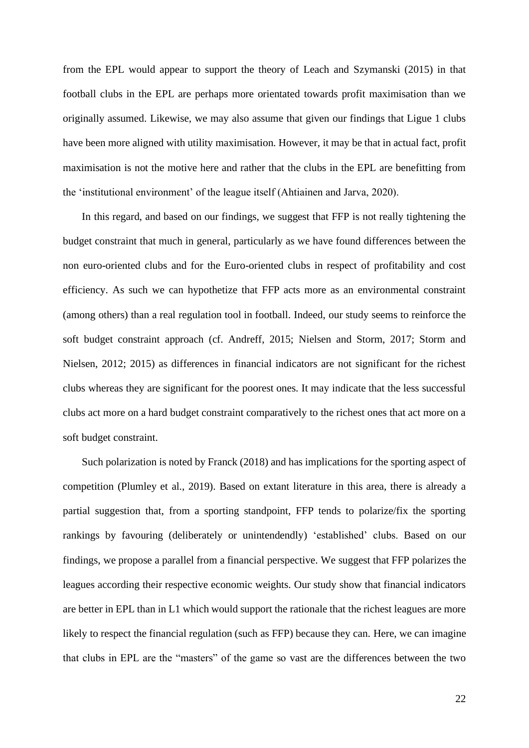from the EPL would appear to support the theory of Leach and Szymanski (2015) in that football clubs in the EPL are perhaps more orientated towards profit maximisation than we originally assumed. Likewise, we may also assume that given our findings that Ligue 1 clubs have been more aligned with utility maximisation. However, it may be that in actual fact, profit maximisation is not the motive here and rather that the clubs in the EPL are benefitting from the 'institutional environment' of the league itself (Ahtiainen and Jarva, 2020).

In this regard, and based on our findings, we suggest that FFP is not really tightening the budget constraint that much in general, particularly as we have found differences between the non euro-oriented clubs and for the Euro-oriented clubs in respect of profitability and cost efficiency. As such we can hypothetize that FFP acts more as an environmental constraint (among others) than a real regulation tool in football. Indeed, our study seems to reinforce the soft budget constraint approach (cf. Andreff, 2015; Nielsen and Storm, 2017; Storm and Nielsen, 2012; 2015) as differences in financial indicators are not significant for the richest clubs whereas they are significant for the poorest ones. It may indicate that the less successful clubs act more on a hard budget constraint comparatively to the richest ones that act more on a soft budget constraint.

Such polarization is noted by Franck (2018) and has implications for the sporting aspect of competition (Plumley et al., 2019). Based on extant literature in this area, there is already a partial suggestion that, from a sporting standpoint, FFP tends to polarize/fix the sporting rankings by favouring (deliberately or unintendendly) 'established' clubs. Based on our findings, we propose a parallel from a financial perspective. We suggest that FFP polarizes the leagues according their respective economic weights. Our study show that financial indicators are better in EPL than in L1 which would support the rationale that the richest leagues are more likely to respect the financial regulation (such as FFP) because they can. Here, we can imagine that clubs in EPL are the "masters" of the game so vast are the differences between the two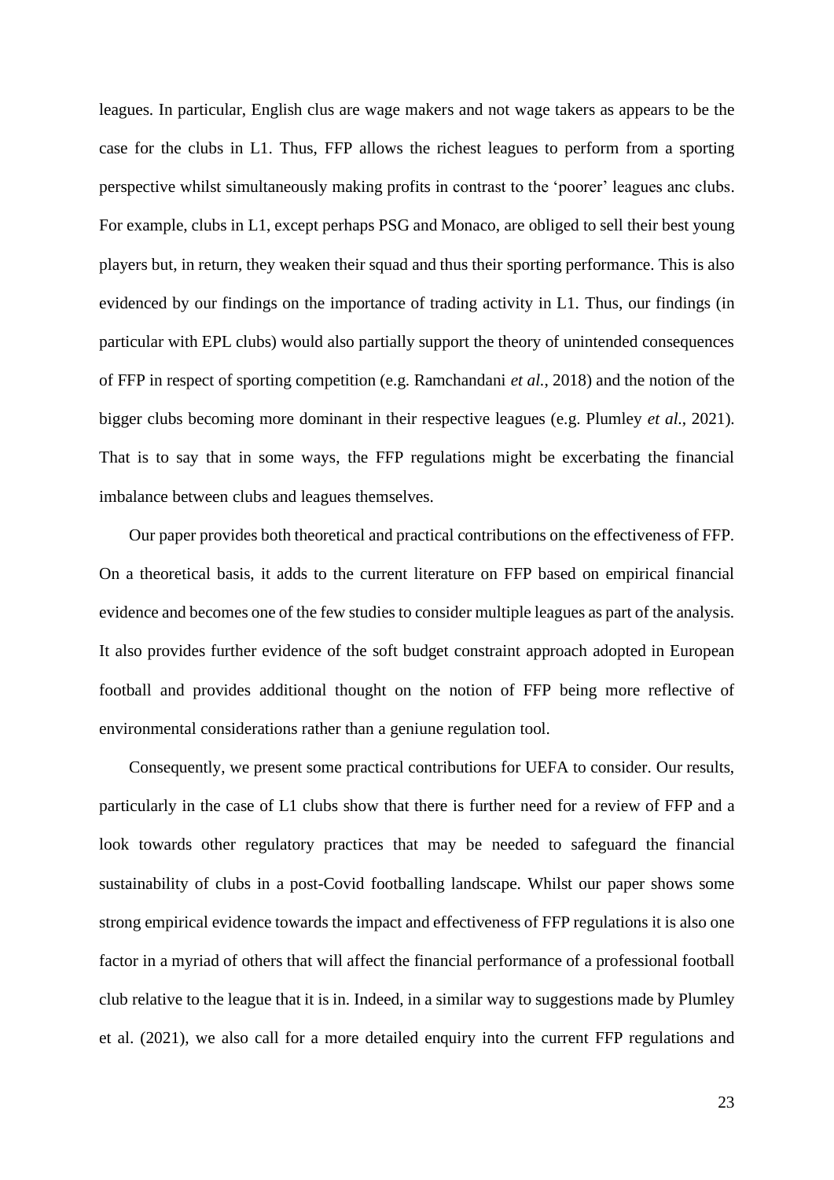leagues. In particular, English clus are wage makers and not wage takers as appears to be the case for the clubs in L1. Thus, FFP allows the richest leagues to perform from a sporting perspective whilst simultaneously making profits in contrast to the 'poorer' leagues anc clubs. For example, clubs in L1, except perhaps PSG and Monaco, are obliged to sell their best young players but, in return, they weaken their squad and thus their sporting performance. This is also evidenced by our findings on the importance of trading activity in L1. Thus, our findings (in particular with EPL clubs) would also partially support the theory of unintended consequences of FFP in respect of sporting competition (e.g. Ramchandani *et al.*, 2018) and the notion of the bigger clubs becoming more dominant in their respective leagues (e.g. Plumley *et al.*, 2021). That is to say that in some ways, the FFP regulations might be excerbating the financial imbalance between clubs and leagues themselves.

Our paper provides both theoretical and practical contributions on the effectiveness of FFP. On a theoretical basis, it adds to the current literature on FFP based on empirical financial evidence and becomes one of the few studies to consider multiple leagues as part of the analysis. It also provides further evidence of the soft budget constraint approach adopted in European football and provides additional thought on the notion of FFP being more reflective of environmental considerations rather than a geniune regulation tool.

Consequently, we present some practical contributions for UEFA to consider. Our results, particularly in the case of L1 clubs show that there is further need for a review of FFP and a look towards other regulatory practices that may be needed to safeguard the financial sustainability of clubs in a post-Covid footballing landscape. Whilst our paper shows some strong empirical evidence towards the impact and effectiveness of FFP regulations it is also one factor in a myriad of others that will affect the financial performance of a professional football club relative to the league that it is in. Indeed, in a similar way to suggestions made by Plumley et al. (2021), we also call for a more detailed enquiry into the current FFP regulations and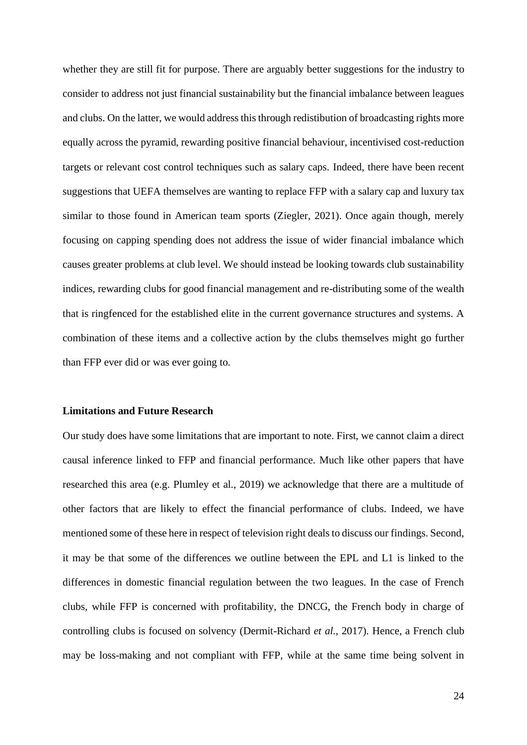whether they are still fit for purpose. There are arguably better suggestions for the industry to consider to address not just financial sustainability but the financial imbalance between leagues and clubs. On the latter, we would address this through redistibution of broadcasting rights more equally across the pyramid, rewarding positive financial behaviour, incentivised cost-reduction targets or relevant cost control techniques such as salary caps. Indeed, there have been recent suggestions that UEFA themselves are wanting to replace FFP with a salary cap and luxury tax similar to those found in American team sports (Ziegler, 2021). Once again though, merely focusing on capping spending does not address the issue of wider financial imbalance which causes greater problems at club level. We should instead be looking towards club sustainability indices, rewarding clubs for good financial management and re-distributing some of the wealth that is ringfenced for the established elite in the current governance structures and systems. A combination of these items and a collective action by the clubs themselves might go further than FFP ever did or was ever going to.

### Limitations and Future Research

Our study does have some limitations that are important to note. First, we cannot claim a direct causal inference linked to FFP and financial performance. Much like other papers that have researched this area (e.g. Plumley et al., 2019) we acknowledge that there are a multitude of other factors that are likely to effect the financial performance of clubs. Indeed, we have mentioned some of these here in respect of television right deals to discuss our findings. Second, it may be that some of the differences we outline between the EPL and L1 is linked to the differences in domestic financial regulation between the two leagues. In the case of French clubs, while FFP is concerned with profitability, the DNCG, the French body in charge of controlling clubs is focused on solvency (Dermit-Richard *et al.*, 2017). Hence, a French club may be loss-making and not compliant with FFP, while at the same time being solvent in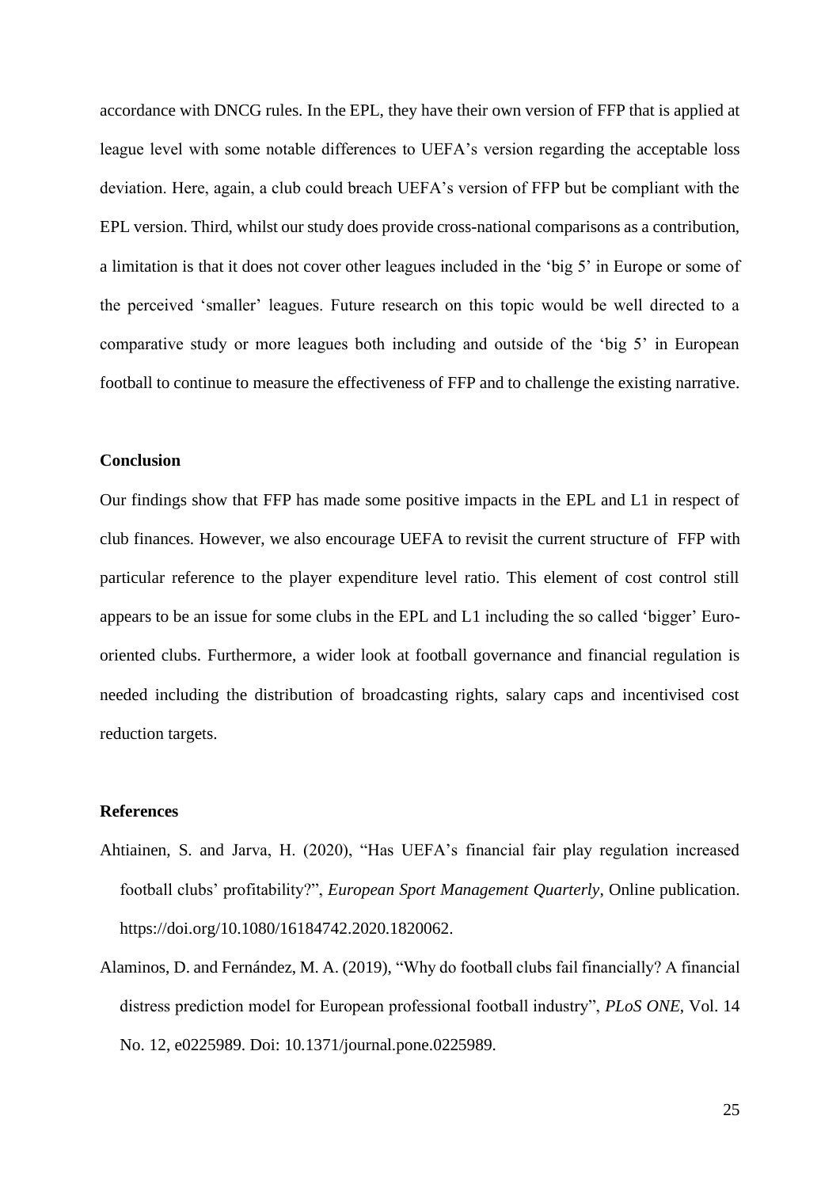accordance with DNCG rules. In the EPL, they have their own version of FFP that is applied at league level with some notable differences to UEFA's version regarding the acceptable loss deviation. Here, again, a club could breach UEFA's version of FFP but be compliant with the EPL version. Third, whilst our study does provide cross-national comparisons as a contribution, a limitation is that it does not cover other leagues included in the 'big 5' in Europe or some of the perceived 'smaller' leagues. Future research on this topic would be well directed to a comparative study or more leagues both including and outside of the 'big 5' in European football to continue to measure the effectiveness of FFP and to challenge the existing narrative.

**Conclusion**

Our findings show that FFP has made some positive impacts in the EPL and L1 in respect of club finances. However, we also encourage UEFA to revisit the current structure of FFP with particular reference to the player expenditure level ratio. This element of cost control still appears to be an issue for some clubs in the EPL and L1 including the so called 'bigger' Euro-oriented clubs. Furthermore, a wider look at football governance and financial regulation is needed including the distribution of broadcasting rights, salary caps and incentivised cost reduction targets.

**References**

Ahtiainen, S. and Jarva, H. (2020), "Has UEFA's financial fair play regulation increased football clubs' profitability?", *European Sport Management Quarterly*, Online publication. https://doi.org/10.1080/16184742.2020.1820062.

Alaminos, D. and Fernández, M. A. (2019), "Why do football clubs fail financially? A financial distress prediction model for European professional football industry", *PLoS ONE*, Vol. 14 No. 12, e0225989. Doi: 10.1371/journal.pone.0225989.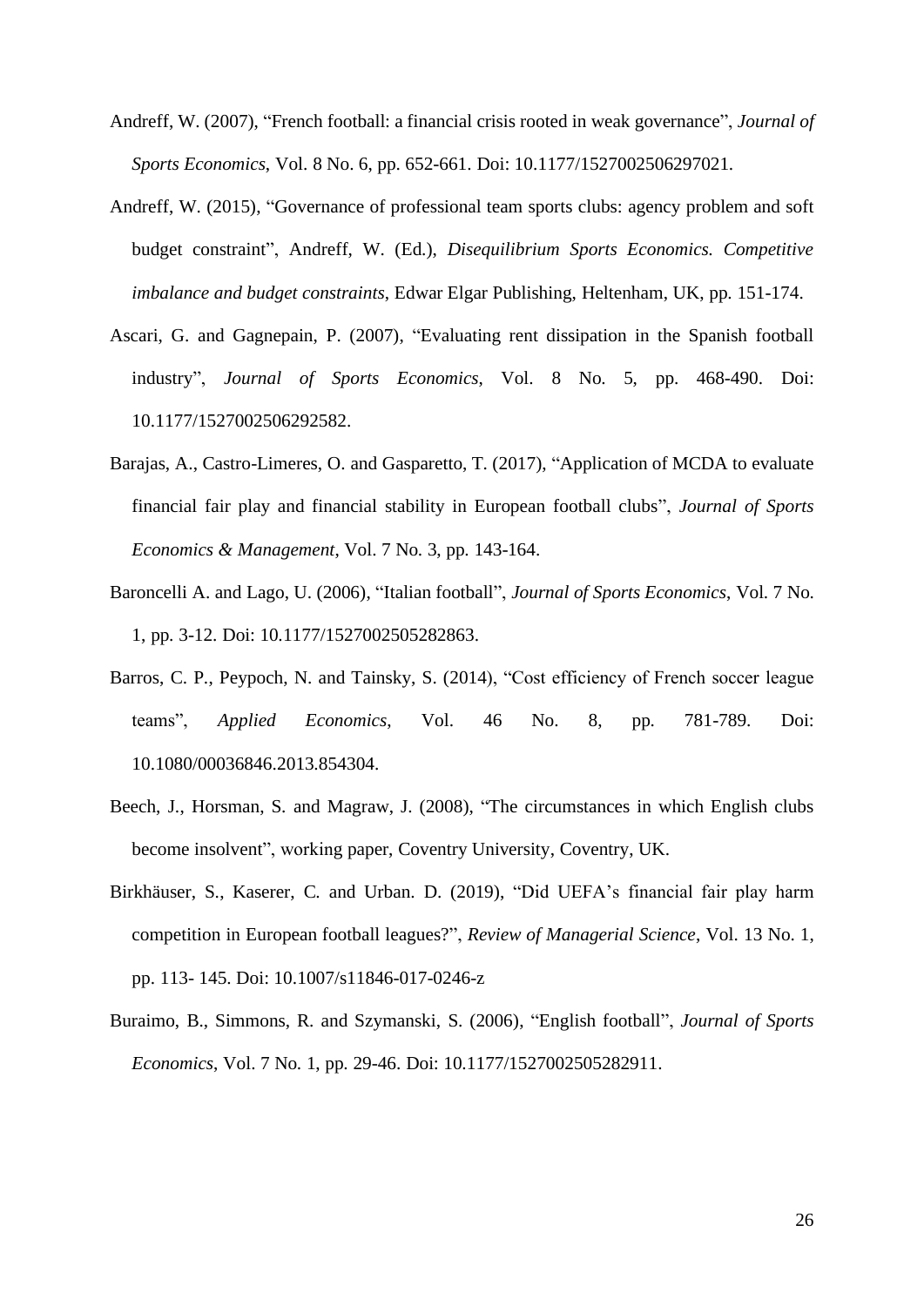Andreff, W. (2007), “French football: a financial crisis rooted in weak governance”, *Journal of Sports Economics*, Vol. 8 No. 6, pp. 652-661. Doi: 10.1177/1527002506297021.

Andreff, W. (2015), “Governance of professional team sports clubs: agency problem and soft budget constraint”, Andreff, W. (Ed.), *Disequilibrium Sports Economics. Competitive imbalance and budget constraints*, Edwar Elgar Publishing, Heltenham, UK, pp. 151-174.

Ascari, G. and Gagnepain, P. (2007), “Evaluating rent dissipation in the Spanish football industry”, *Journal of Sports Economics*, Vol. 8 No. 5, pp. 468-490. Doi: 10.1177/1527002506292582.

Barajas, A., Castro-Limeres, O. and Gasparetto, T. (2017), “Application of MCDA to evaluate financial fair play and financial stability in European football clubs”, *Journal of Sports Economics & Management*, Vol. 7 No. 3, pp. 143-164.

Baroncelli A. and Lago, U. (2006), “Italian football”, *Journal of Sports Economics*, Vol. 7 No. 1, pp. 3-12. Doi: 10.1177/1527002505282863.

Barros, C. P., Peypoch, N. and Tainsky, S. (2014), “Cost efficiency of French soccer league teams”, *Applied Economics*, Vol. 46 No. 8, pp. 781-789. Doi: 10.1080/00036846.2013.854304.

Beech, J., Horsman, S. and Magraw, J. (2008), “The circumstances in which English clubs become insolvent”, working paper, Coventry University, Coventry, UK.

Birkhäuser, S., Kaserer, C. and Urban. D. (2019), “Did UEFA’s financial fair play harm competition in European football leagues?”, *Review of Managerial Science*, Vol. 13 No. 1, pp. 113- 145. Doi: 10.1007/s11846-017-0246-z

Buraimo, B., Simmons, R. and Szymanski, S. (2006), “English football”, *Journal of Sports Economics*, Vol. 7 No. 1, pp. 29-46. Doi: 10.1177/1527002505282911.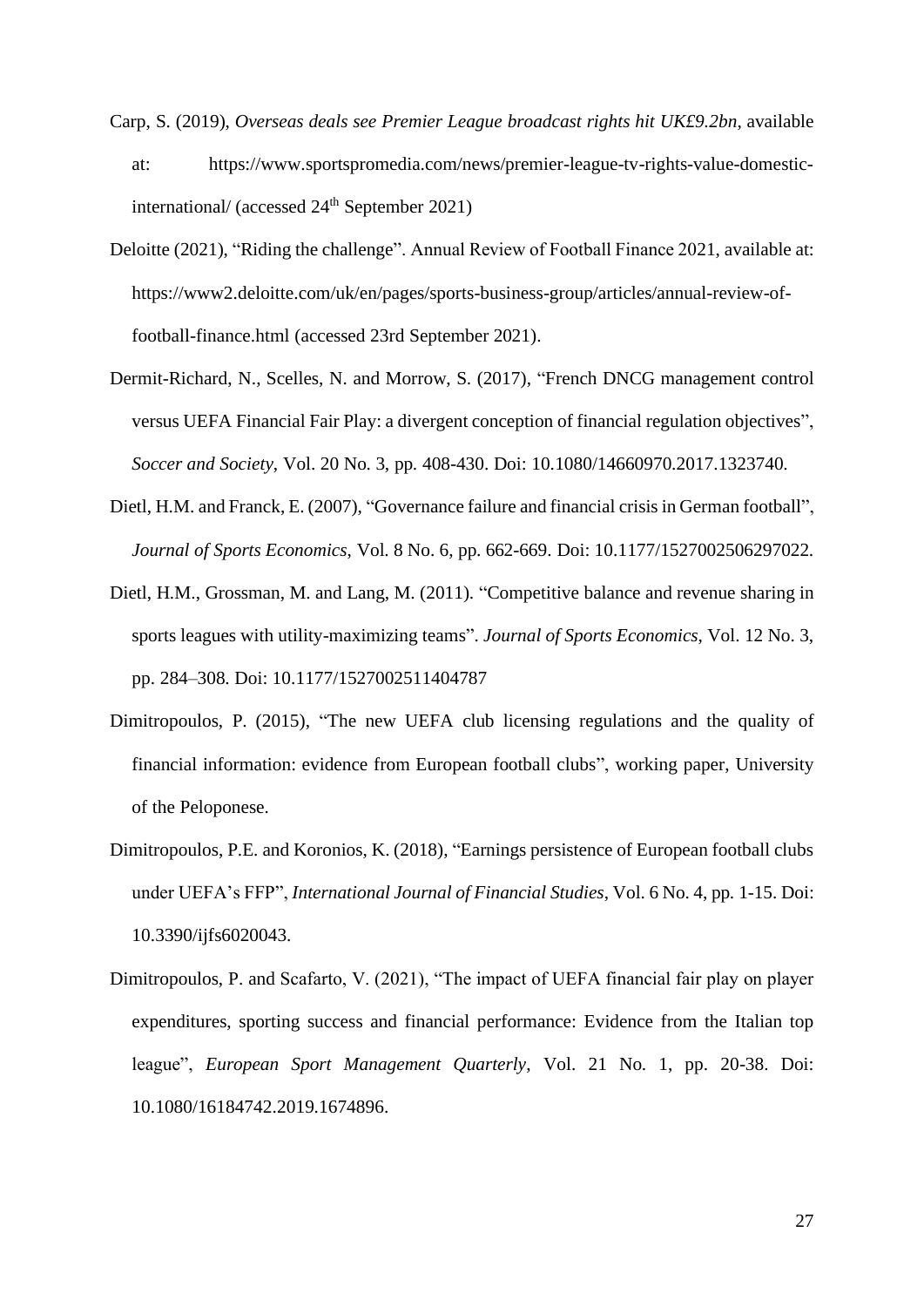Carp, S. (2019), *Overseas deals see Premier League broadcast rights hit UK£9.2bn*, available at: https://www.sportspromedia.com/news/premier-league-tv-rights-value-domestic-international/ (accessed 24th September 2021)

Deloitte (2021), "Riding the challenge". Annual Review of Football Finance 2021, available at: https://www2.deloitte.com/uk/en/pages/sports-business-group/articles/annual-review-of-football-finance.html (accessed 23rd September 2021).

Dermit-Richard, N., Scelles, N. and Morrow, S. (2017), "French DNCG management control versus UEFA Financial Fair Play: a divergent conception of financial regulation objectives", *Soccer and Society*, Vol. 20 No. 3, pp. 408-430. Doi: 10.1080/14660970.2017.1323740.

Dietl, H.M. and Franck, E. (2007), "Governance failure and financial crisis in German football", *Journal of Sports Economics*, Vol. 8 No. 6, pp. 662-669. Doi: 10.1177/1527002506297022.

Dietl, H.M., Grossman, M. and Lang, M. (2011). "Competitive balance and revenue sharing in sports leagues with utility-maximizing teams". *Journal of Sports Economics*, Vol. 12 No. 3, pp. 284–308. Doi: 10.1177/1527002511404787

Dimitropoulos, P. (2015), "The new UEFA club licensing regulations and the quality of financial information: evidence from European football clubs", working paper, University of the Peloponese.

Dimitropoulos, P.E. and Koronios, K. (2018), "Earnings persistence of European football clubs under UEFA's FFP", *International Journal of Financial Studies*, Vol. 6 No. 4, pp. 1-15. Doi: 10.3390/ijfs6020043.

Dimitropoulos, P. and Scafarto, V. (2021), "The impact of UEFA financial fair play on player expenditures, sporting success and financial performance: Evidence from the Italian top league", *European Sport Management Quarterly*, Vol. 21 No. 1, pp. 20-38. Doi: 10.1080/16184742.2019.1674896.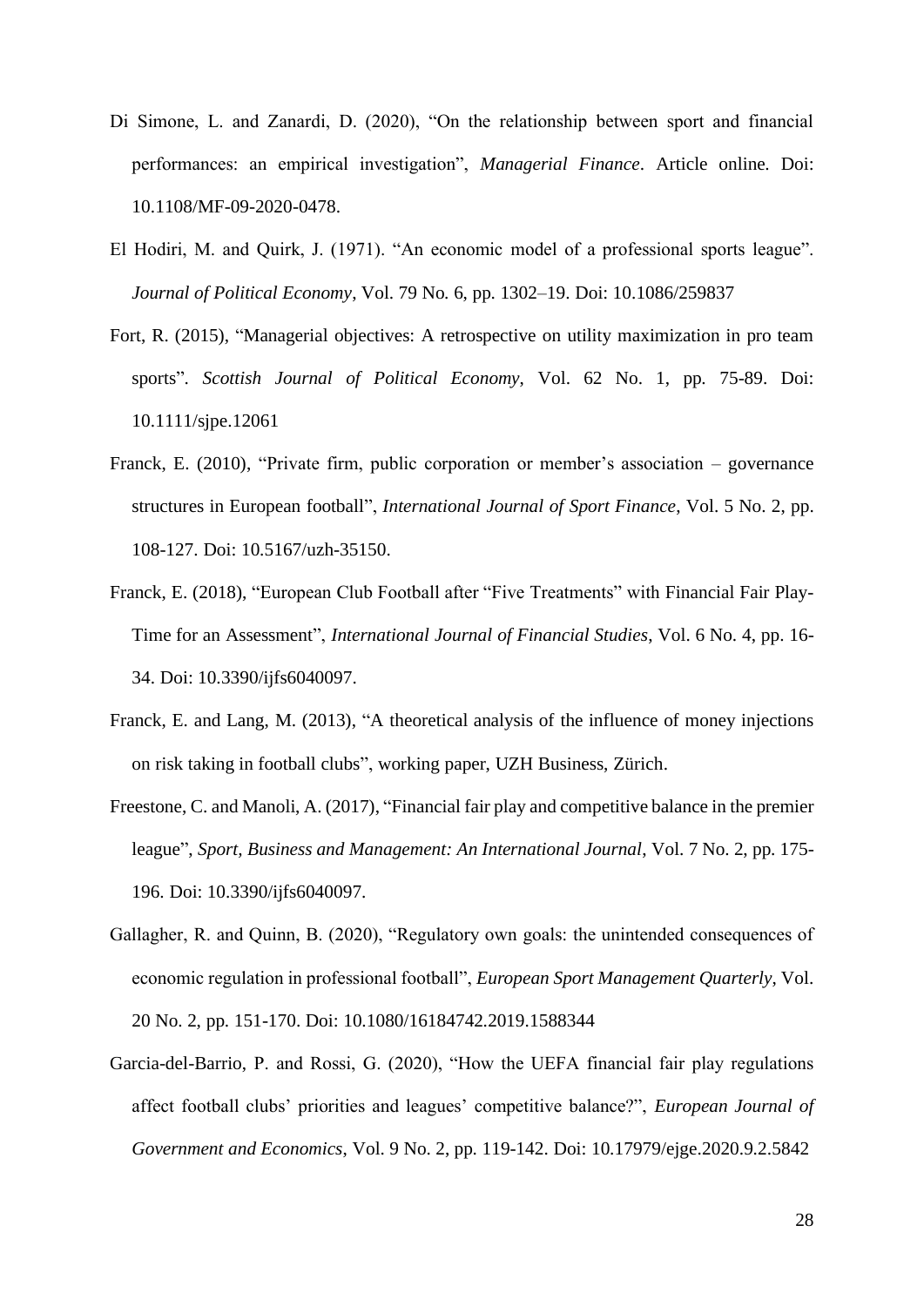Di Simone, L. and Zanardi, D. (2020), “On the relationship between sport and financial performances: an empirical investigation”, *Managerial Finance*. Article online. Doi: 10.1108/MF-09-2020-0478.

El Hodiri, M. and Quirk, J. (1971). “An economic model of a professional sports league”. *Journal of Political Economy*, Vol. 79 No. 6, pp. 1302–19. Doi: 10.1086/259837

Fort, R. (2015), “Managerial objectives: A retrospective on utility maximization in pro team sports”. *Scottish Journal of Political Economy*, Vol. 62 No. 1, pp. 75-89. Doi: 10.1111/sjpe.12061

Franck, E. (2010), “Private firm, public corporation or member’s association – governance structures in European football”, *International Journal of Sport Finance*, Vol. 5 No. 2, pp. 108-127. Doi: 10.5167/uzh-35150.

Franck, E. (2018), “European Club Football after “Five Treatments” with Financial Fair Play- Time for an Assessment”, *International Journal of Financial Studies*, Vol. 6 No. 4, pp. 16-34. Doi: 10.3390/ijfs6040097.

Franck, E. and Lang, M. (2013), “A theoretical analysis of the influence of money injections on risk taking in football clubs”, working paper, UZH Business, Zürich.

Freestone, C. and Manoli, A. (2017), “Financial fair play and competitive balance in the premier league”, *Sport, Business and Management: An International Journal*, Vol. 7 No. 2, pp. 175-196. Doi: 10.3390/ijfs6040097.

Gallagher, R. and Quinn, B. (2020), “Regulatory own goals: the unintended consequences of economic regulation in professional football”, *European Sport Management Quarterly*, Vol. 20 No. 2, pp. 151-170. Doi: 10.1080/16184742.2019.1588344

Garcia-del-Barrio, P. and Rossi, G. (2020), “How the UEFA financial fair play regulations affect football clubs’ priorities and leagues’ competitive balance?”, *European Journal of Government and Economics*, Vol. 9 No. 2, pp. 119-142. Doi: 10.17979/ejge.2020.9.2.5842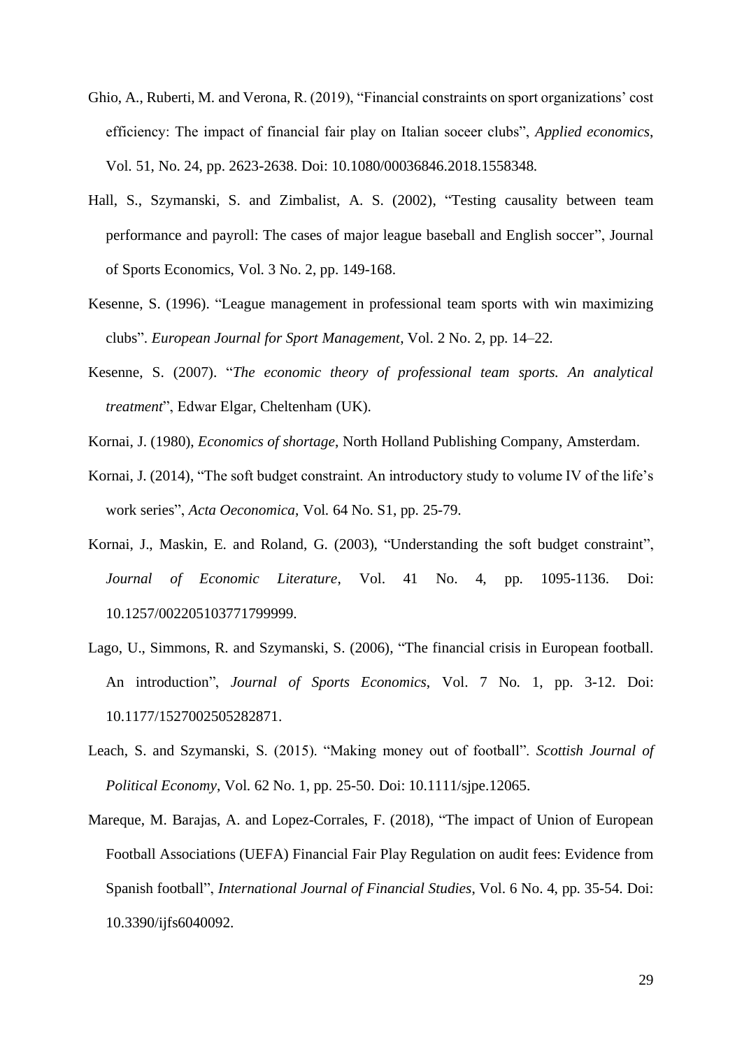Ghio, A., Ruberti, M. and Verona, R. (2019), "Financial constraints on sport organizations' cost efficiency: The impact of financial fair play on Italian soceer clubs", *Applied economics*, Vol. 51, No. 24, pp. 2623-2638. Doi: 10.1080/00036846.2018.1558348.

Hall, S., Szymanski, S. and Zimbalist, A. S. (2002), "Testing causality between team performance and payroll: The cases of major league baseball and English soccer", Journal of Sports Economics, Vol. 3 No. 2, pp. 149-168.

Kesenne, S. (1996). "League management in professional team sports with win maximizing clubs". *European Journal for Sport Management*, Vol. 2 No. 2, pp. 14–22.

Kesenne, S. (2007). "*The economic theory of professional team sports. An analytical treatment*", Edwar Elgar, Cheltenham (UK).

Kornai, J. (1980), *Economics of shortage*, North Holland Publishing Company, Amsterdam.

Kornai, J. (2014), "The soft budget constraint. An introductory study to volume IV of the life's work series", *Acta Oeconomica*, Vol. 64 No. S1, pp. 25-79.

Kornai, J., Maskin, E. and Roland, G. (2003), "Understanding the soft budget constraint", *Journal of Economic Literature*, Vol. 41 No. 4, pp. 1095-1136. Doi: 10.1257/002205103771799999.

Lago, U., Simmons, R. and Szymanski, S. (2006), "The financial crisis in European football. An introduction", *Journal of Sports Economics*, Vol. 7 No. 1, pp. 3-12. Doi: 10.1177/1527002505282871.

Leach, S. and Szymanski, S. (2015). "Making money out of football". *Scottish Journal of Political Economy*, Vol. 62 No. 1, pp. 25-50. Doi: 10.1111/sjpe.12065.

Mareque, M. Barajas, A. and Lopez-Corrales, F. (2018), "The impact of Union of European Football Associations (UEFA) Financial Fair Play Regulation on audit fees: Evidence from Spanish football", *International Journal of Financial Studies*, Vol. 6 No. 4, pp. 35-54. Doi: 10.3390/ijfs6040092.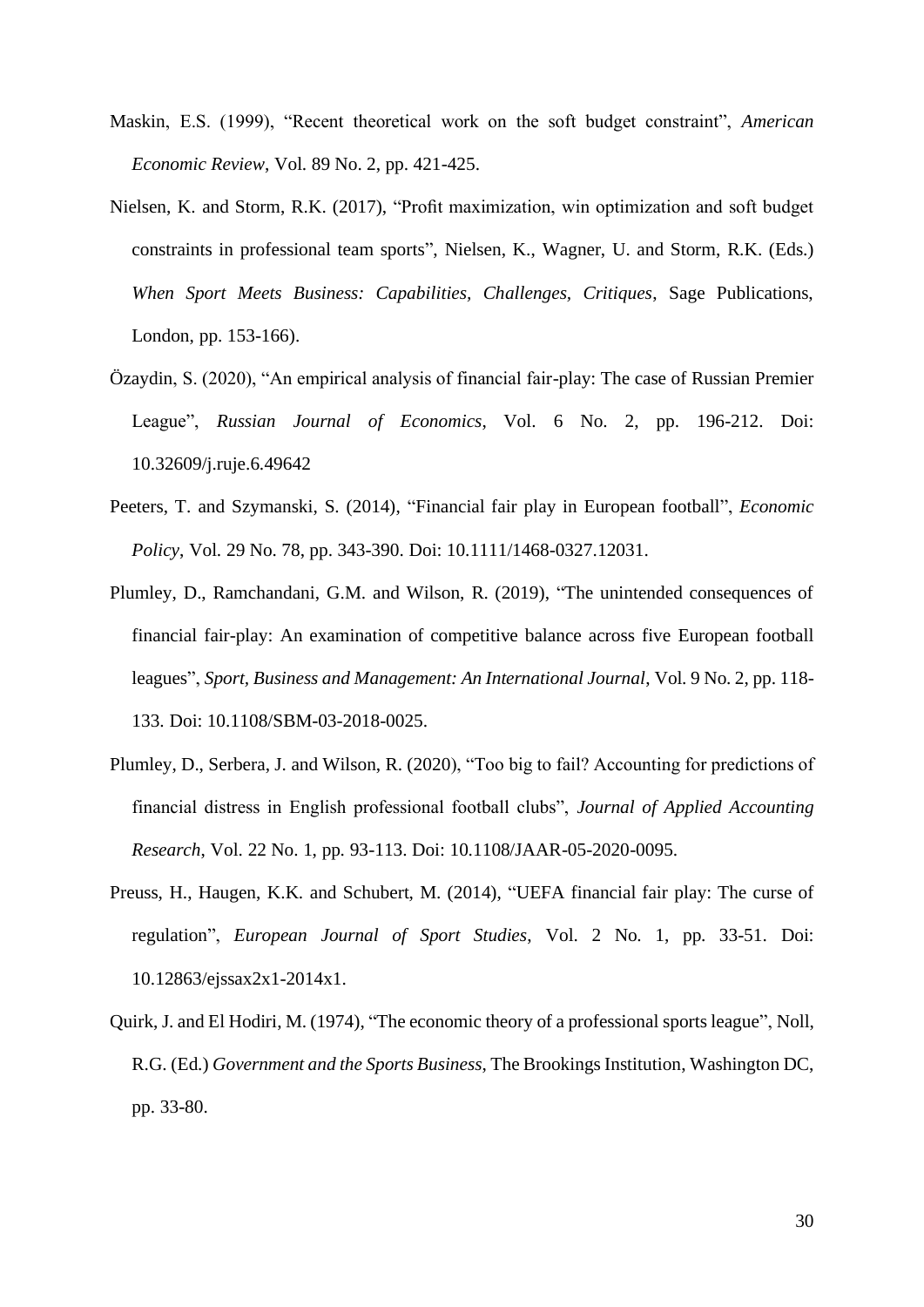Maskin, E.S. (1999), "Recent theoretical work on the soft budget constraint", *American Economic Review*, Vol. 89 No. 2, pp. 421-425.

Nielsen, K. and Storm, R.K. (2017), "Profit maximization, win optimization and soft budget constraints in professional team sports", Nielsen, K., Wagner, U. and Storm, R.K. (Eds.) *When Sport Meets Business: Capabilities, Challenges, Critiques*, Sage Publications, London, pp. 153-166).

Özaydin, S. (2020), "An empirical analysis of financial fair-play: The case of Russian Premier League", *Russian Journal of Economics*, Vol. 6 No. 2, pp. 196-212. Doi: 10.32609/j.ruje.6.49642

Peeters, T. and Szymanski, S. (2014), "Financial fair play in European football", *Economic Policy*, Vol. 29 No. 78, pp. 343-390. Doi: 10.1111/1468-0327.12031.

Plumley, D., Ramchandani, G.M. and Wilson, R. (2019), "The unintended consequences of financial fair-play: An examination of competitive balance across five European football leagues", *Sport, Business and Management: An International Journal*, Vol. 9 No. 2, pp. 118-133. Doi: 10.1108/SBM-03-2018-0025.

Plumley, D., Serbera, J. and Wilson, R. (2020), "Too big to fail? Accounting for predictions of financial distress in English professional football clubs", *Journal of Applied Accounting Research*, Vol. 22 No. 1, pp. 93-113. Doi: 10.1108/JAAR-05-2020-0095.

Preuss, H., Haugen, K.K. and Schubert, M. (2014), "UEFA financial fair play: The curse of regulation", *European Journal of Sport Studies*, Vol. 2 No. 1, pp. 33-51. Doi: 10.12863/ejssax2x1-2014x1.

Quirk, J. and El Hodiri, M. (1974), "The economic theory of a professional sports league", Noll, R.G. (Ed.) *Government and the Sports Business*, The Brookings Institution, Washington DC, pp. 33-80.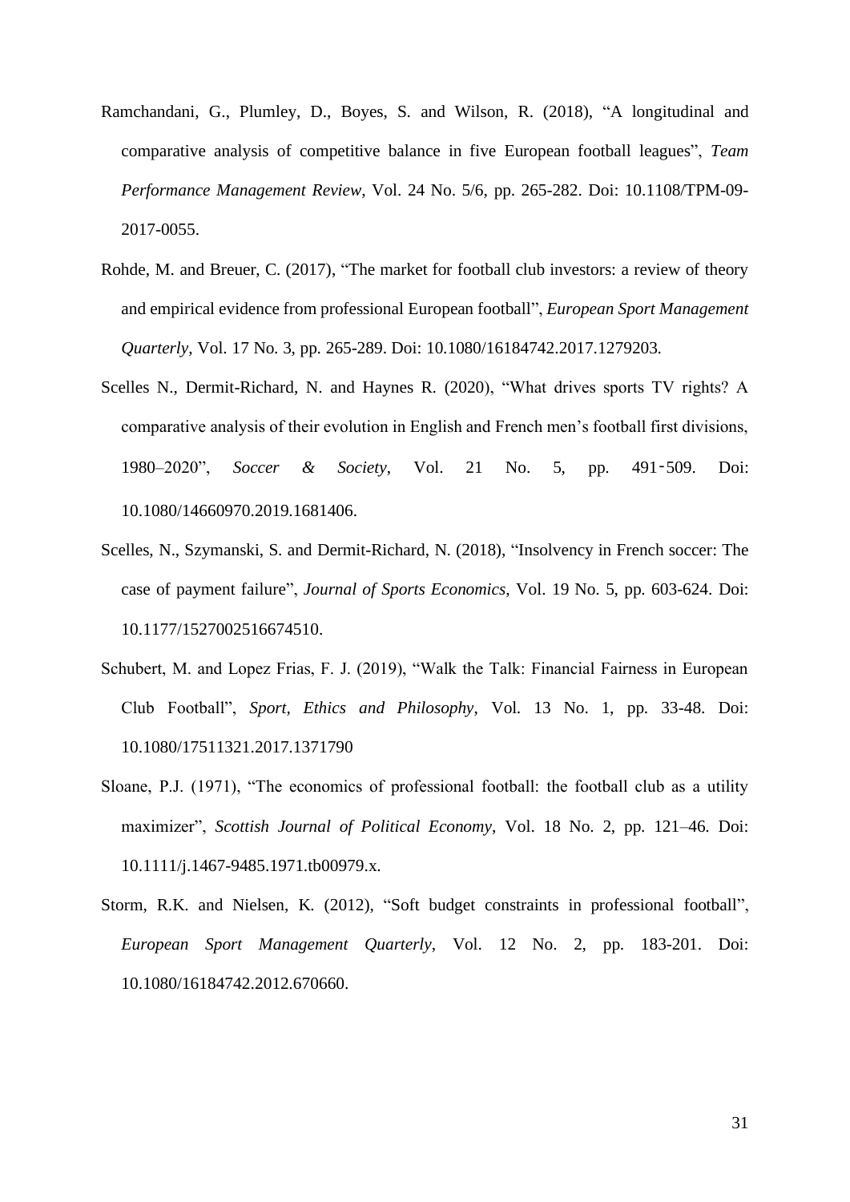Ramchandani, G., Plumley, D., Boyes, S. and Wilson, R. (2018), "A longitudinal and comparative analysis of competitive balance in five European football leagues", *Team Performance Management Review*, Vol. 24 No. 5/6, pp. 265-282. Doi: 10.1108/TPM-09-2017-0055.

Rohde, M. and Breuer, C. (2017), "The market for football club investors: a review of theory and empirical evidence from professional European football", *European Sport Management Quarterly*, Vol. 17 No. 3, pp. 265-289. Doi: 10.1080/16184742.2017.1279203.

Scelles N., Dermit-Richard, N. and Haynes R. (2020), "What drives sports TV rights? A comparative analysis of their evolution in English and French men's football first divisions, 1980–2020", *Soccer & Society*, Vol. 21 No. 5, pp. 491‑509. Doi: 10.1080/14660970.2019.1681406.

Scelles, N., Szymanski, S. and Dermit-Richard, N. (2018), "Insolvency in French soccer: The case of payment failure", *Journal of Sports Economics*, Vol. 19 No. 5, pp. 603-624. Doi: 10.1177/1527002516674510.

Schubert, M. and Lopez Frias, F. J. (2019), "Walk the Talk: Financial Fairness in European Club Football", *Sport, Ethics and Philosophy*, Vol. 13 No. 1, pp. 33-48. Doi: 10.1080/17511321.2017.1371790

Sloane, P.J. (1971), "The economics of professional football: the football club as a utility maximizer", *Scottish Journal of Political Economy*, Vol. 18 No. 2, pp. 121–46. Doi: 10.1111/j.1467-9485.1971.tb00979.x.

Storm, R.K. and Nielsen, K. (2012), "Soft budget constraints in professional football", *European Sport Management Quarterly*, Vol. 12 No. 2, pp. 183-201. Doi: 10.1080/16184742.2012.670660.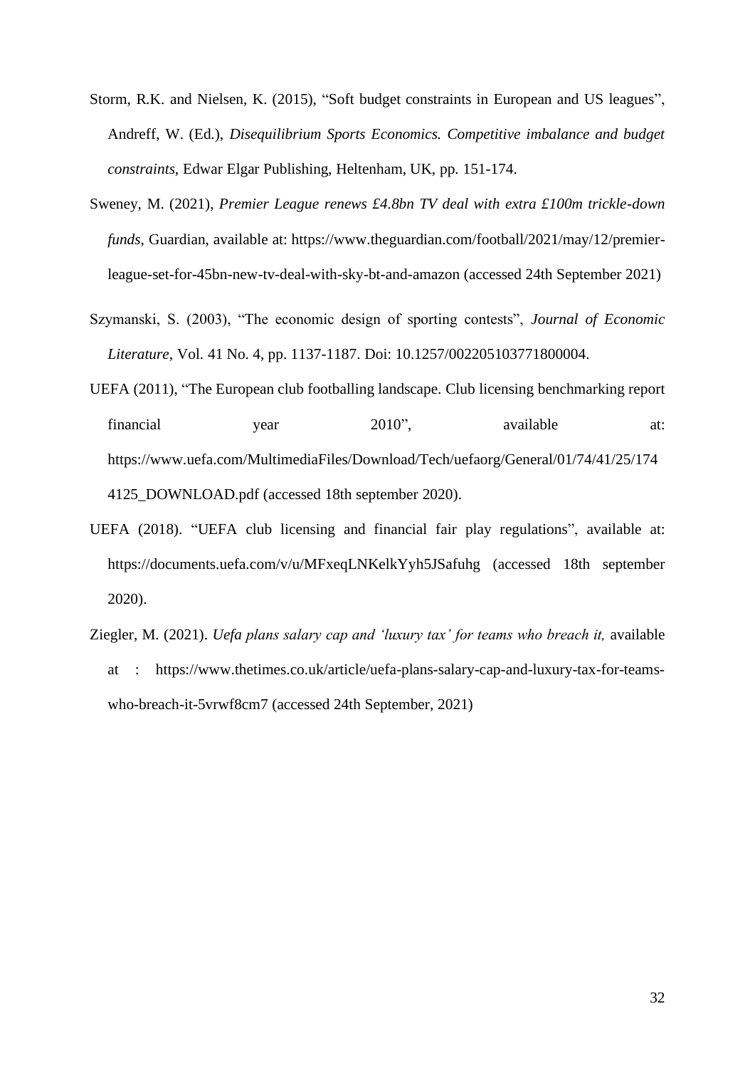Storm, R.K. and Nielsen, K. (2015), "Soft budget constraints in European and US leagues", Andreff, W. (Ed.), *Disequilibrium Sports Economics. Competitive imbalance and budget constraints*, Edwar Elgar Publishing, Heltenham, UK, pp. 151-174.

Sweney, M. (2021), *Premier League renews £4.8bn TV deal with extra £100m trickle-down funds*, Guardian, available at: https://www.theguardian.com/football/2021/may/12/premier-league-set-for-45bn-new-tv-deal-with-sky-bt-and-amazon (accessed 24th September 2021)

Szymanski, S. (2003), "The economic design of sporting contests", *Journal of Economic Literature*, Vol. 41 No. 4, pp. 1137-1187. Doi: 10.1257/002205103771800004.

UEFA (2011), "The European club footballing landscape. Club licensing benchmarking report financial year 2010", available at: https://www.uefa.com/MultimediaFiles/Download/Tech/uefaorg/General/01/74/41/25/1744125_DOWNLOAD.pdf (accessed 18th september 2020).

UEFA (2018). "UEFA club licensing and financial fair play regulations", available at: https://documents.uefa.com/v/u/MFxeqLNKelkYyh5JSafuhg (accessed 18th september 2020).

Ziegler, M. (2021). *Uefa plans salary cap and 'luxury tax' for teams who breach it,* available at : https://www.thetimes.co.uk/article/uefa-plans-salary-cap-and-luxury-tax-for-teams-who-breach-it-5vrwf8cm7 (accessed 24th September, 2021)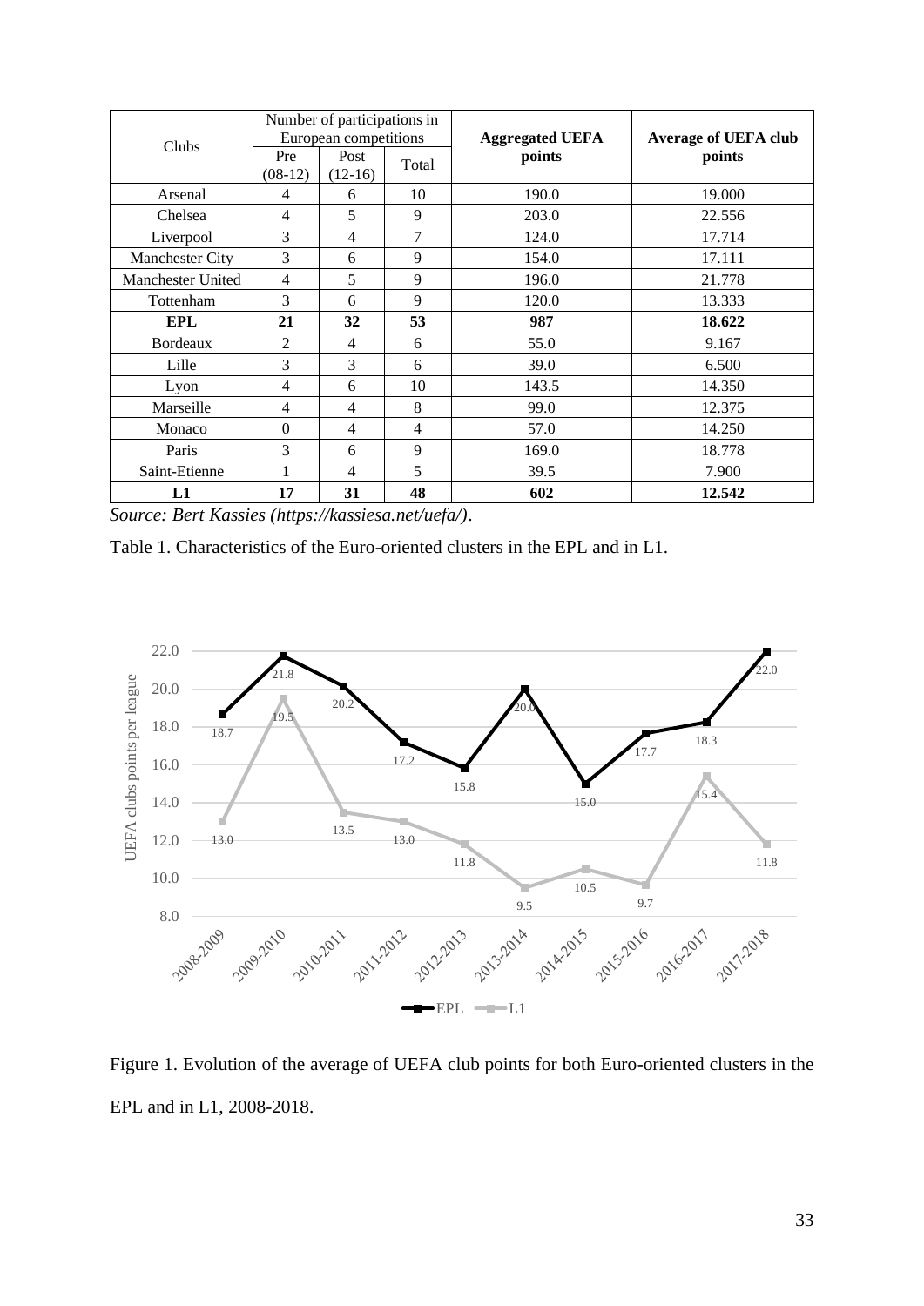| Clubs | Number of participations in European competitions | | | **Aggregated UEFA points** | **Average of UEFA club points** |
|---|---|---|---|---|---|
| | Pre (08-12) | Post (12-16) | Total | | |
| Arsenal | 4 | 6 | 10 | 190.0 | 19.000 |
| Chelsea | 4 | 5 | 9 | 203.0 | 22.556 |
| Liverpool | 3 | 4 | 7 | 124.0 | 17.714 |
| Manchester City | 3 | 6 | 9 | 154.0 | 17.111 |
| Manchester United | 4 | 5 | 9 | 196.0 | 21.778 |
| Tottenham | 3 | 6 | 9 | 120.0 | 13.333 |
| **EPL** | **21** | **32** | **53** | **987** | **18.622** |
| Bordeaux | 2 | 4 | 6 | 55.0 | 9.167 |
| Lille | 3 | 3 | 6 | 39.0 | 6.500 |
| Lyon | 4 | 6 | 10 | 143.5 | 14.350 |
| Marseille | 4 | 4 | 8 | 99.0 | 12.375 |
| Monaco | 0 | 4 | 4 | 57.0 | 14.250 |
| Paris | 3 | 6 | 9 | 169.0 | 18.778 |
| Saint-Etienne | 1 | 4 | 5 | 39.5 | 7.900 |
| **L1** | **17** | **31** | **48** | **602** | **12.542** |

*Source: Bert Kassies (https://kassiesa.net/uefa/).*

Table 1. Characteristics of the Euro-oriented clusters in the EPL and in L1.

Figure 1. Evolution of the average of UEFA club points for both Euro-oriented clusters in the EPL and in L1, 2008-2018.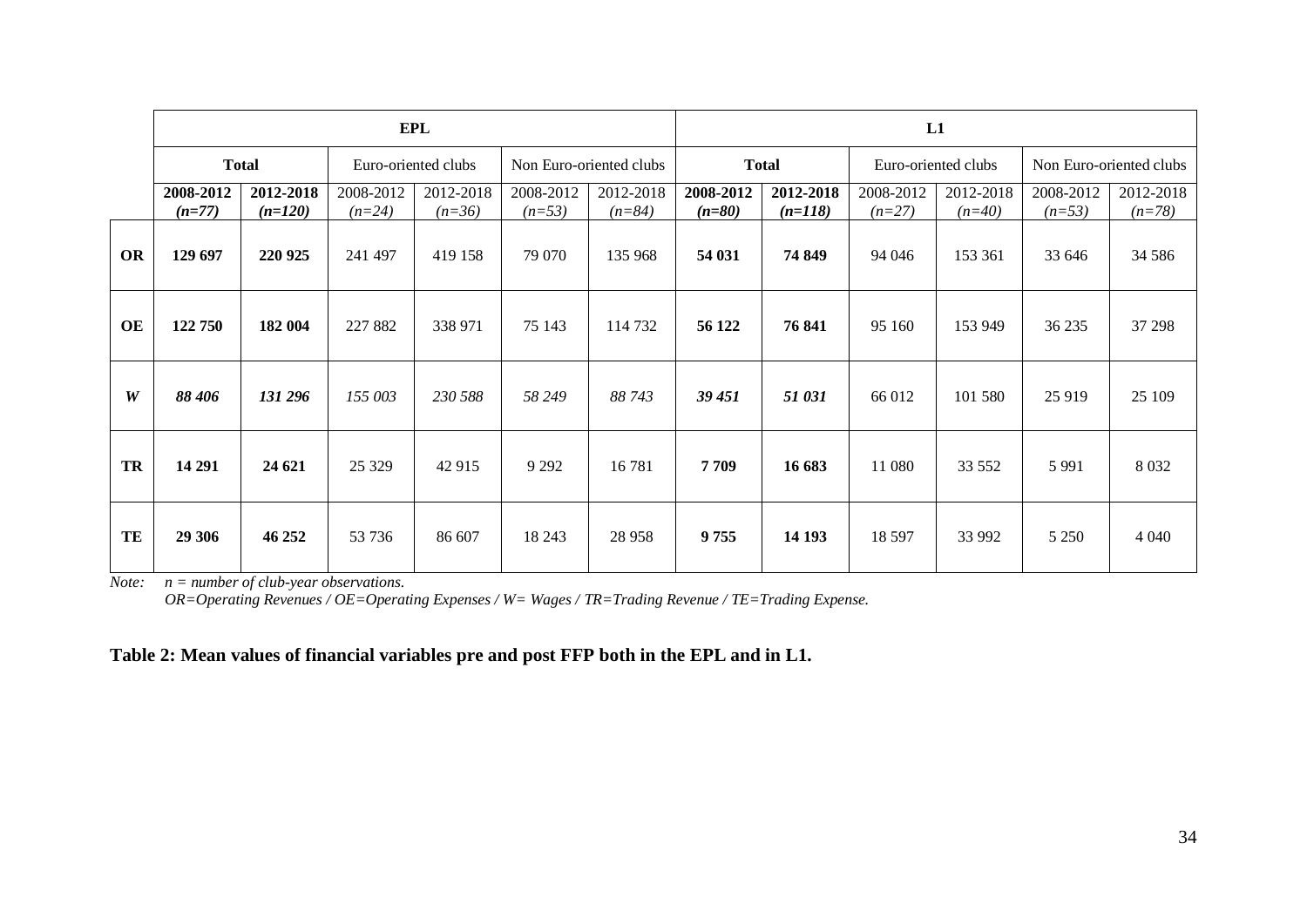| | EPL | | | | | | L1 | | | | | |
|---|---|---|---|---|---|---|---|---|---|---|---|---|
| | **Total** | | Euro-oriented clubs | | Non Euro-oriented clubs | | **Total** | | Euro-oriented clubs | | Non Euro-oriented clubs | |
| | **2008-2012** ***(n=77)*** | **2012-2018** ***(n=120)*** | 2008-2012 *(n=24)* | 2012-2018 *(n=36)* | 2008-2012 *(n=53)* | 2012-2018 *(n=84)* | **2008-2012** ***(n=80)*** | **2012-2018** ***(n=118)*** | 2008-2012 *(n=27)* | 2012-2018 *(n=40)* | 2008-2012 *(n=53)* | 2012-2018 *(n=78)* |
| **OR** | **129 697** | **220 925** | 241 497 | 419 158 | 79 070 | 135 968 | **54 031** | **74 849** | 94 046 | 153 361 | 33 646 | 34 586 |
| **OE** | **122 750** | **182 004** | 227 882 | 338 971 | 75 143 | 114 732 | **56 122** | **76 841** | 95 160 | 153 949 | 36 235 | 37 298 |
| ***W*** | ***88 406*** | ***131 296*** | *155 003* | *230 588* | *58 249* | *88 743* | ***39 451*** | ***51 031*** | 66 012 | 101 580 | 25 919 | 25 109 |
| **TR** | **14 291** | **24 621** | 25 329 | 42 915 | 9 292 | 16 781 | **7 709** | **16 683** | 11 080 | 33 552 | 5 991 | 8 032 |
| **TE** | **29 306** | **46 252** | 53 736 | 86 607 | 18 243 | 28 958 | **9 755** | **14 193** | 18 597 | 33 992 | 5 250 | 4 040 |

*Note:* *n = number of club-year observations.*
*OR=Operating Revenues / OE=Operating Expenses / W= Wages / TR=Trading Revenue / TE=Trading Expense.*

**Table 2: Mean values of financial variables pre and post FFP both in the EPL and in L1.**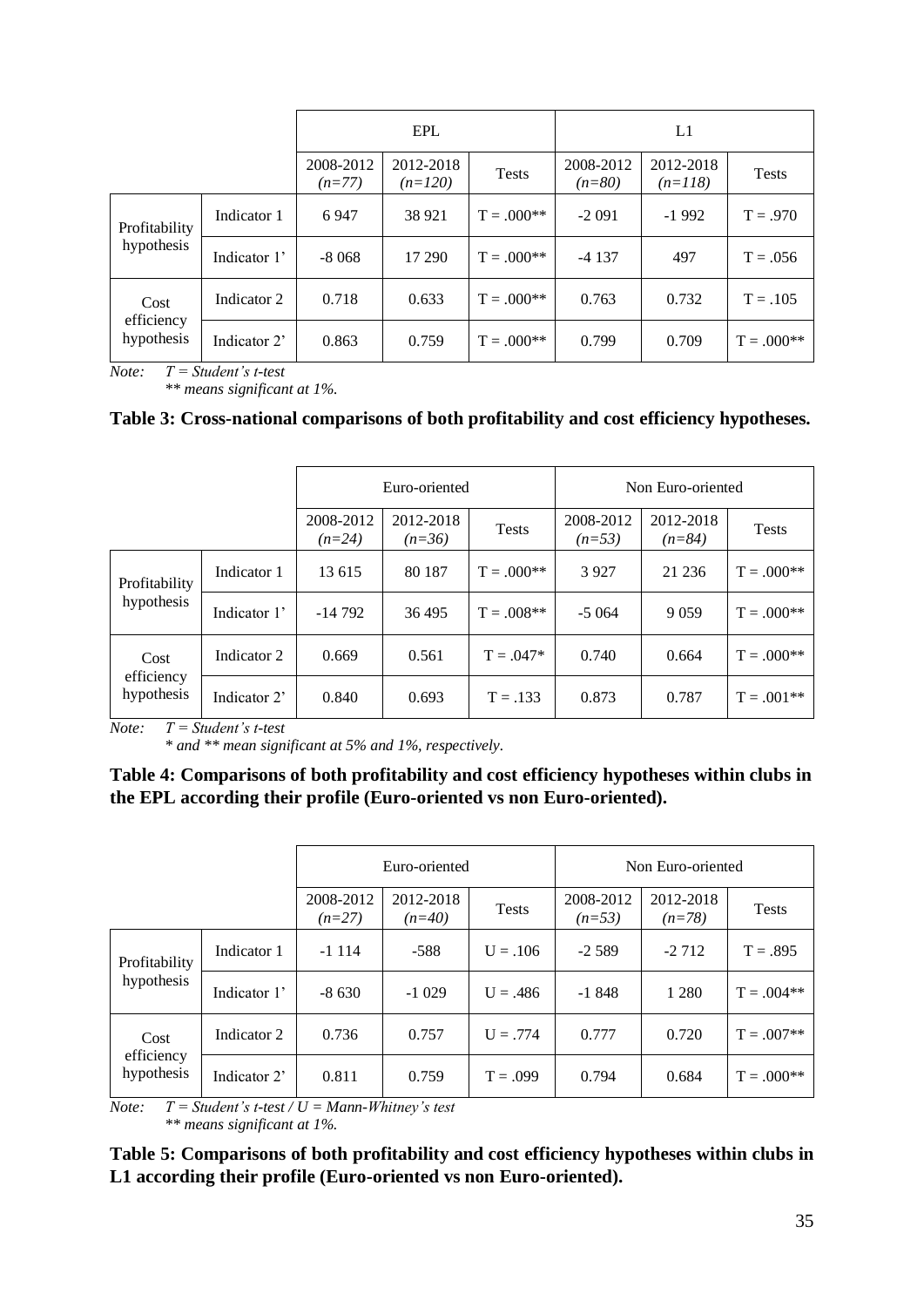| | | EPL | | | L1 | | |
|---|---|---|---|---|---|---|---|
| | | 2008-2012 *(n=77)* | 2012-2018 *(n=120)* | Tests | 2008-2012 *(n=80)* | 2012-2018 *(n=118)* | Tests |
| Profitability hypothesis | Indicator 1 | 6 947 | 38 921 | T = .000** | -2 091 | -1 992 | T = .970 |
| | Indicator 1' | -8 068 | 17 290 | T = .000** | -4 137 | 497 | T = .056 |
| Cost efficiency hypothesis | Indicator 2 | 0.718 | 0.633 | T = .000** | 0.763 | 0.732 | T = .105 |
| | Indicator 2' | 0.863 | 0.759 | T = .000** | 0.799 | 0.709 | T = .000** |

*Note: T = Student's t-test*
*\*\* means significant at 1%.*

**Table 3: Cross-national comparisons of both profitability and cost efficiency hypotheses.**

| | | Euro-oriented | | | Non Euro-oriented | | |
|---|---|---|---|---|---|---|---|
| | | 2008-2012 *(n=24)* | 2012-2018 *(n=36)* | Tests | 2008-2012 *(n=53)* | 2012-2018 *(n=84)* | Tests |
| Profitability hypothesis | Indicator 1 | 13 615 | 80 187 | T = .000** | 3 927 | 21 236 | T = .000** |
| | Indicator 1' | -14 792 | 36 495 | T = .008** | -5 064 | 9 059 | T = .000** |
| Cost efficiency hypothesis | Indicator 2 | 0.669 | 0.561 | T = .047* | 0.740 | 0.664 | T = .000** |
| | Indicator 2' | 0.840 | 0.693 | T = .133 | 0.873 | 0.787 | T = .001** |

*Note: T = Student's t-test*
*\* and \*\* mean significant at 5% and 1%, respectively.*

**Table 4: Comparisons of both profitability and cost efficiency hypotheses within clubs in the EPL according their profile (Euro-oriented vs non Euro-oriented).**

| | | Euro-oriented | | | Non Euro-oriented | | |
|---|---|---|---|---|---|---|---|
| | | 2008-2012 *(n=27)* | 2012-2018 *(n=40)* | Tests | 2008-2012 *(n=53)* | 2012-2018 *(n=78)* | Tests |
| Profitability hypothesis | Indicator 1 | -1 114 | -588 | U = .106 | -2 589 | -2 712 | T = .895 |
| | Indicator 1' | -8 630 | -1 029 | U = .486 | -1 848 | 1 280 | T = .004** |
| Cost efficiency hypothesis | Indicator 2 | 0.736 | 0.757 | U = .774 | 0.777 | 0.720 | T = .007** |
| | Indicator 2' | 0.811 | 0.759 | T = .099 | 0.794 | 0.684 | T = .000** |

*Note: T = Student's t-test / U = Mann-Whitney's test*
*\*\* means significant at 1%.*

**Table 5: Comparisons of both profitability and cost efficiency hypotheses within clubs in L1 according their profile (Euro-oriented vs non Euro-oriented).**